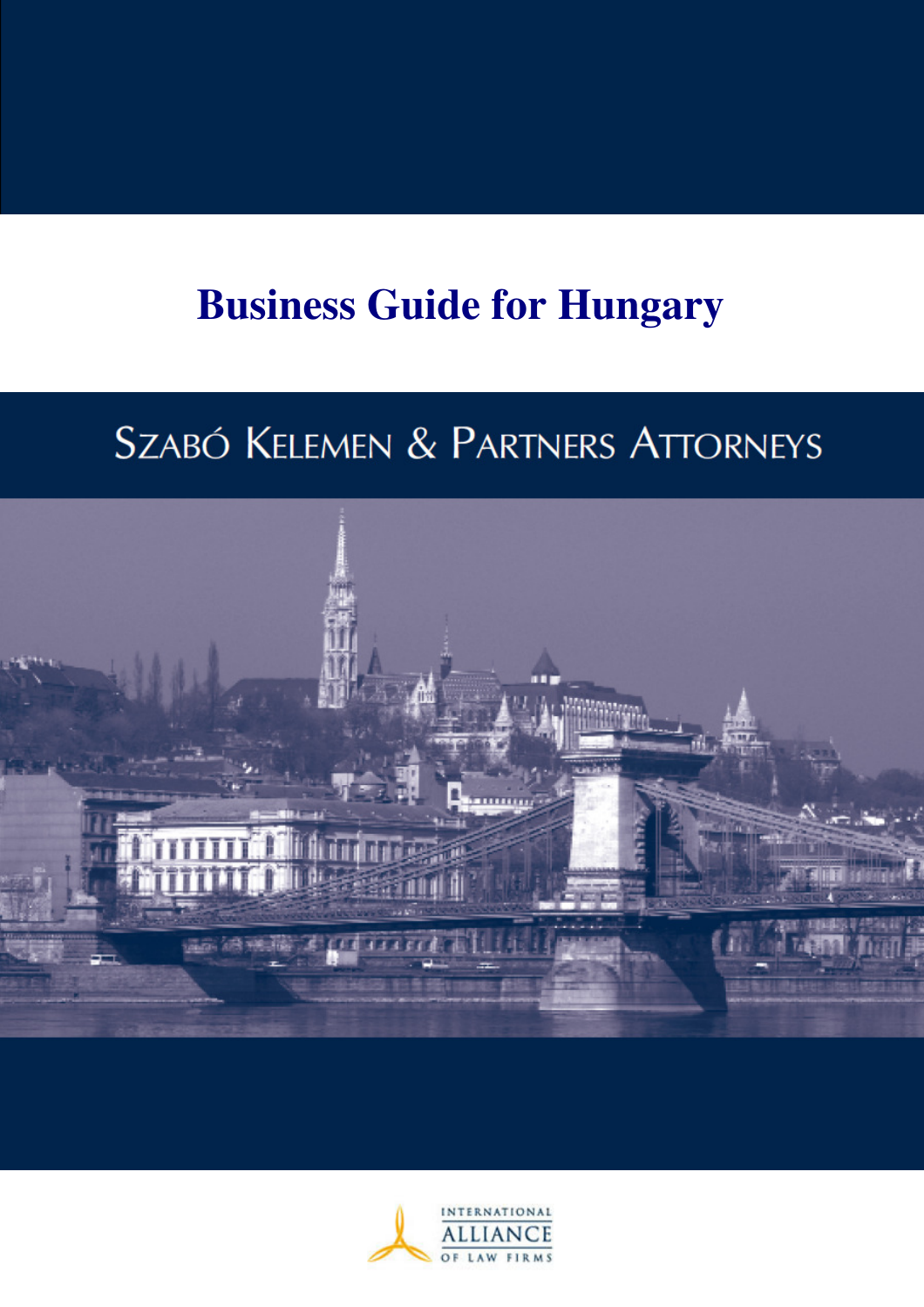# Business Guide for Hungary

## Szabó Kelemen & Partners Attorneys

International Alliance of Law Firms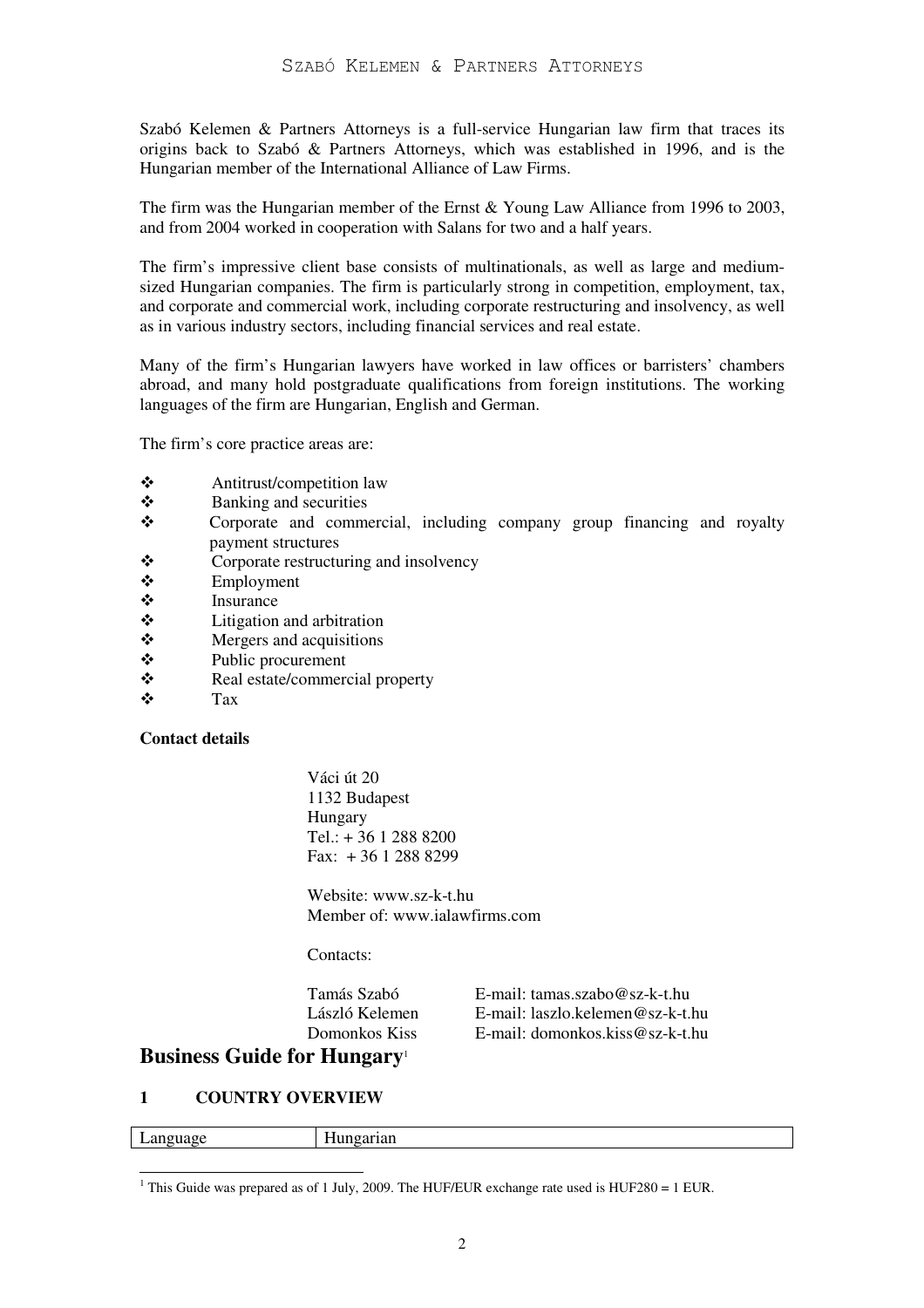Szabó Kelemen & Partners Attorneys is a full-service Hungarian law firm that traces its origins back to Szabó & Partners Attorneys, which was established in 1996, and is the Hungarian member of the International Alliance of Law Firms.

The firm was the Hungarian member of the Ernst & Young Law Alliance from 1996 to 2003, and from 2004 worked in cooperation with Salans for two and a half years.

The firm's impressive client base consists of multinationals, as well as large and medium-sized Hungarian companies. The firm is particularly strong in competition, employment, tax, and corporate and commercial work, including corporate restructuring and insolvency, as well as in various industry sectors, including financial services and real estate.

Many of the firm's Hungarian lawyers have worked in law offices or barristers' chambers abroad, and many hold postgraduate qualifications from foreign institutions. The working languages of the firm are Hungarian, English and German.

The firm's core practice areas are:

- Antitrust/competition law
- Banking and securities
- Corporate and commercial, including company group financing and royalty payment structures
- Corporate restructuring and insolvency
- Employment
- Insurance
- Litigation and arbitration
- Mergers and acquisitions
- Public procurement
- Real estate/commercial property
- Tax

**Contact details**

Váci út 20
1132 Budapest
Hungary
Tel.: + 36 1 288 8200
Fax: + 36 1 288 8299

Website: www.sz-k-t.hu
Member of: www.ialawfirms.com

Contacts:

| | |
|---|---|
| Tamás Szabó | E-mail: tamas.szabo@sz-k-t.hu |
| László Kelemen | E-mail: laszlo.kelemen@sz-k-t.hu |
| Domonkos Kiss | E-mail: domonkos.kiss@sz-k-t.hu |

# Business Guide for Hungary[1]

## 1 COUNTRY OVERVIEW

| Language | Hungarian |
|---|---|

[1] This Guide was prepared as of 1 July, 2009. The HUF/EUR exchange rate used is HUF280 = 1 EUR.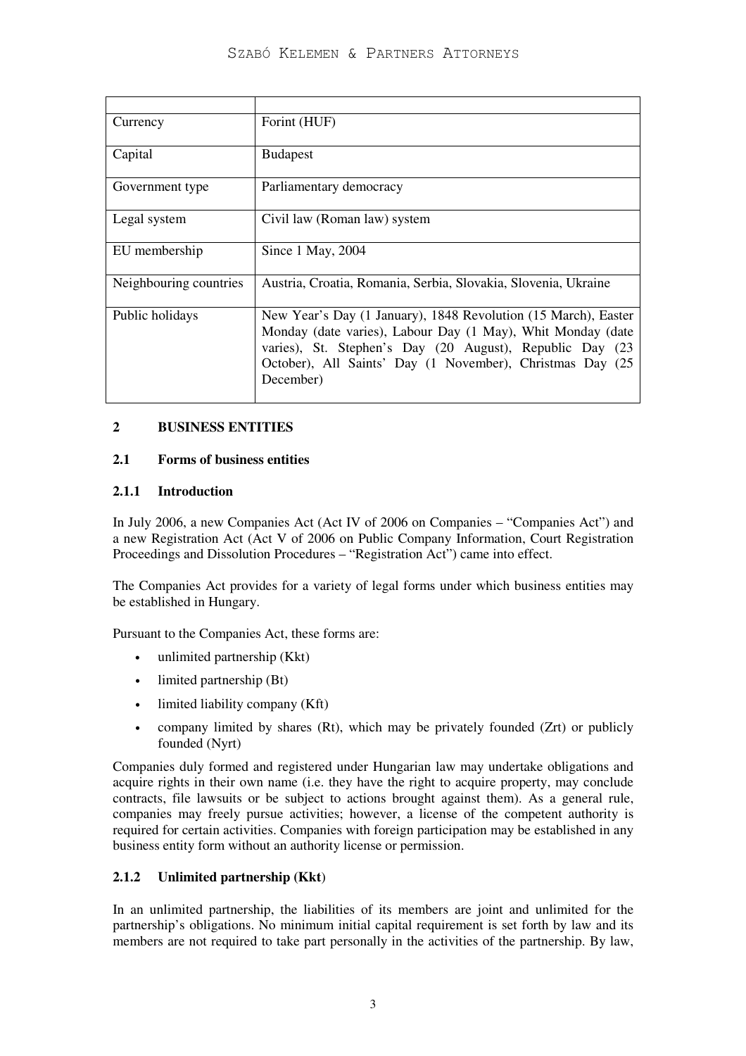| | |
|---|---|
| Currency | Forint (HUF) |
| Capital | Budapest |
| Government type | Parliamentary democracy |
| Legal system | Civil law (Roman law) system |
| EU membership | Since 1 May, 2004 |
| Neighbouring countries | Austria, Croatia, Romania, Serbia, Slovakia, Slovenia, Ukraine |
| Public holidays | New Year's Day (1 January), 1848 Revolution (15 March), Easter Monday (date varies), Labour Day (1 May), Whit Monday (date varies), St. Stephen's Day (20 August), Republic Day (23 October), All Saints' Day (1 November), Christmas Day (25 December) |

## 2 BUSINESS ENTITIES

### 2.1 Forms of business entities

#### 2.1.1 Introduction

In July 2006, a new Companies Act (Act IV of 2006 on Companies – "Companies Act") and a new Registration Act (Act V of 2006 on Public Company Information, Court Registration Proceedings and Dissolution Procedures – "Registration Act") came into effect.

The Companies Act provides for a variety of legal forms under which business entities may be established in Hungary.

Pursuant to the Companies Act, these forms are:

- unlimited partnership (Kkt)
- limited partnership (Bt)
- limited liability company (Kft)
- company limited by shares (Rt), which may be privately founded (Zrt) or publicly founded (Nyrt)

Companies duly formed and registered under Hungarian law may undertake obligations and acquire rights in their own name (i.e. they have the right to acquire property, may conclude contracts, file lawsuits or be subject to actions brought against them). As a general rule, companies may freely pursue activities; however, a license of the competent authority is required for certain activities. Companies with foreign participation may be established in any business entity form without an authority license or permission.

#### 2.1.2 Unlimited partnership (Kkt)

In an unlimited partnership, the liabilities of its members are joint and unlimited for the partnership's obligations. No minimum initial capital requirement is set forth by law and its members are not required to take part personally in the activities of the partnership. By law,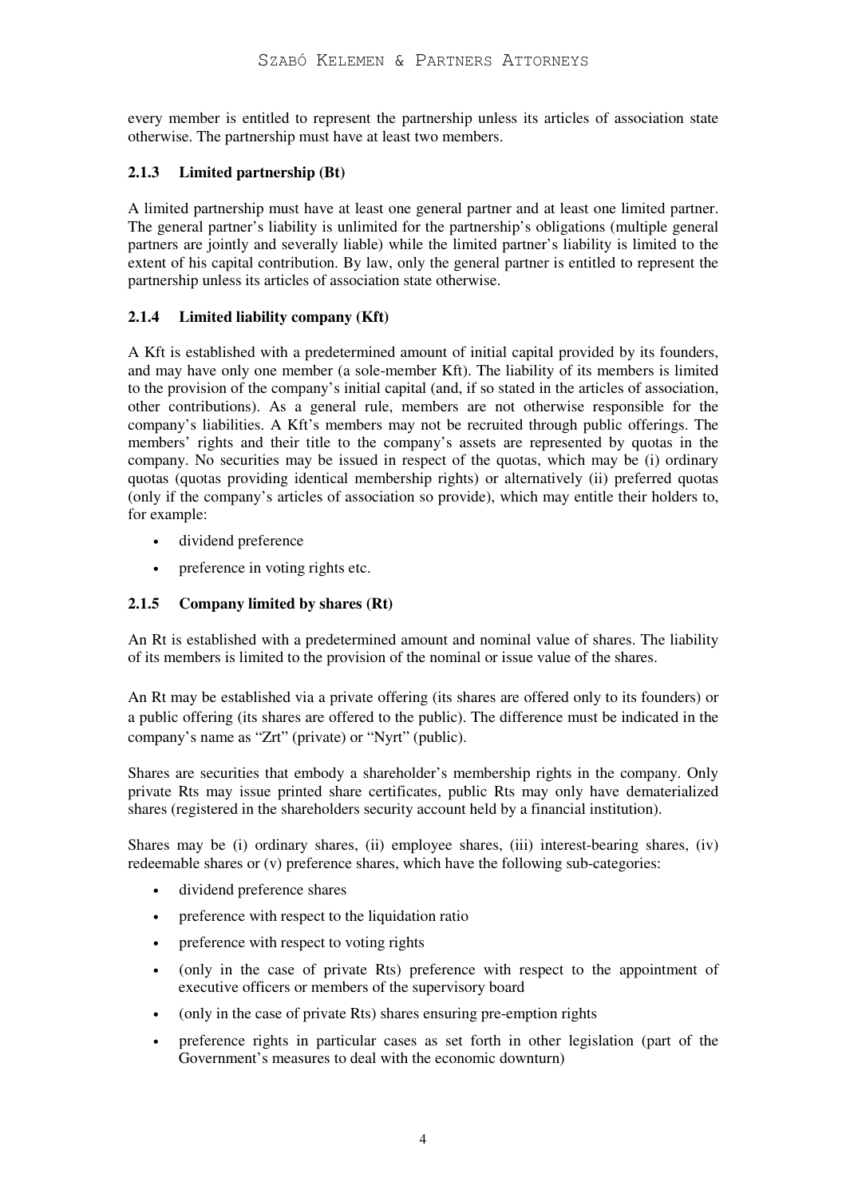every member is entitled to represent the partnership unless its articles of association state otherwise. The partnership must have at least two members.

### 2.1.3 Limited partnership (Bt)

A limited partnership must have at least one general partner and at least one limited partner. The general partner's liability is unlimited for the partnership's obligations (multiple general partners are jointly and severally liable) while the limited partner's liability is limited to the extent of his capital contribution. By law, only the general partner is entitled to represent the partnership unless its articles of association state otherwise.

### 2.1.4 Limited liability company (Kft)

A Kft is established with a predetermined amount of initial capital provided by its founders, and may have only one member (a sole-member Kft). The liability of its members is limited to the provision of the company's initial capital (and, if so stated in the articles of association, other contributions). As a general rule, members are not otherwise responsible for the company's liabilities. A Kft's members may not be recruited through public offerings. The members' rights and their title to the company's assets are represented by quotas in the company. No securities may be issued in respect of the quotas, which may be (i) ordinary quotas (quotas providing identical membership rights) or alternatively (ii) preferred quotas (only if the company's articles of association so provide), which may entitle their holders to, for example:

- dividend preference
- preference in voting rights etc.

### 2.1.5 Company limited by shares (Rt)

An Rt is established with a predetermined amount and nominal value of shares. The liability of its members is limited to the provision of the nominal or issue value of the shares.

An Rt may be established via a private offering (its shares are offered only to its founders) or a public offering (its shares are offered to the public). The difference must be indicated in the company's name as "Zrt" (private) or "Nyrt" (public).

Shares are securities that embody a shareholder's membership rights in the company. Only private Rts may issue printed share certificates, public Rts may only have dematerialized shares (registered in the shareholders security account held by a financial institution).

Shares may be (i) ordinary shares, (ii) employee shares, (iii) interest-bearing shares, (iv) redeemable shares or (v) preference shares, which have the following sub-categories:

- dividend preference shares
- preference with respect to the liquidation ratio
- preference with respect to voting rights
- (only in the case of private Rts) preference with respect to the appointment of executive officers or members of the supervisory board
- (only in the case of private Rts) shares ensuring pre-emption rights
- preference rights in particular cases as set forth in other legislation (part of the Government's measures to deal with the economic downturn)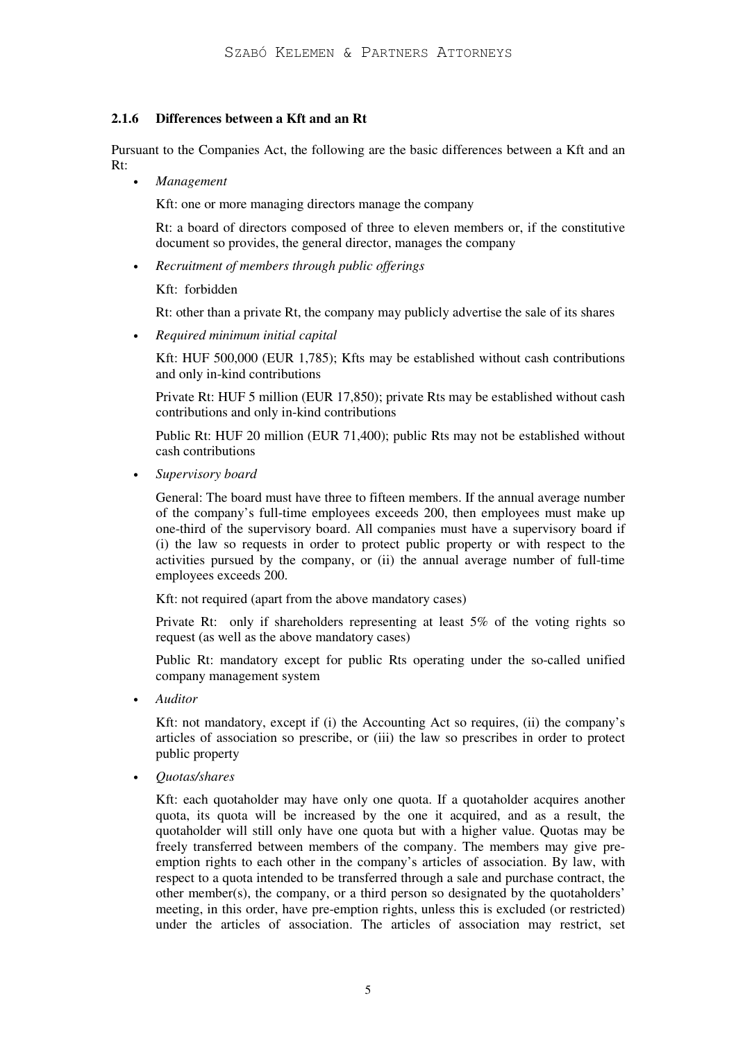### 2.1.6 Differences between a Kft and an Rt

Pursuant to the Companies Act, the following are the basic differences between a Kft and an Rt:

- *Management*

  Kft: one or more managing directors manage the company

  Rt: a board of directors composed of three to eleven members or, if the constitutive document so provides, the general director, manages the company

- *Recruitment of members through public offerings*

  Kft: forbidden

  Rt: other than a private Rt, the company may publicly advertise the sale of its shares

- *Required minimum initial capital*

  Kft: HUF 500,000 (EUR 1,785); Kfts may be established without cash contributions and only in-kind contributions

  Private Rt: HUF 5 million (EUR 17,850); private Rts may be established without cash contributions and only in-kind contributions

  Public Rt: HUF 20 million (EUR 71,400); public Rts may not be established without cash contributions

- *Supervisory board*

  General: The board must have three to fifteen members. If the annual average number of the company's full-time employees exceeds 200, then employees must make up one-third of the supervisory board. All companies must have a supervisory board if (i) the law so requests in order to protect public property or with respect to the activities pursued by the company, or (ii) the annual average number of full-time employees exceeds 200.

  Kft: not required (apart from the above mandatory cases)

  Private Rt: only if shareholders representing at least 5% of the voting rights so request (as well as the above mandatory cases)

  Public Rt: mandatory except for public Rts operating under the so-called unified company management system

- *Auditor*

  Kft: not mandatory, except if (i) the Accounting Act so requires, (ii) the company's articles of association so prescribe, or (iii) the law so prescribes in order to protect public property

- *Quotas/shares*

  Kft: each quotaholder may have only one quota. If a quotaholder acquires another quota, its quota will be increased by the one it acquired, and as a result, the quotaholder will still only have one quota but with a higher value. Quotas may be freely transferred between members of the company. The members may give pre-emption rights to each other in the company's articles of association. By law, with respect to a quota intended to be transferred through a sale and purchase contract, the other member(s), the company, or a third person so designated by the quotaholders' meeting, in this order, have pre-emption rights, unless this is excluded (or restricted) under the articles of association. The articles of association may restrict, set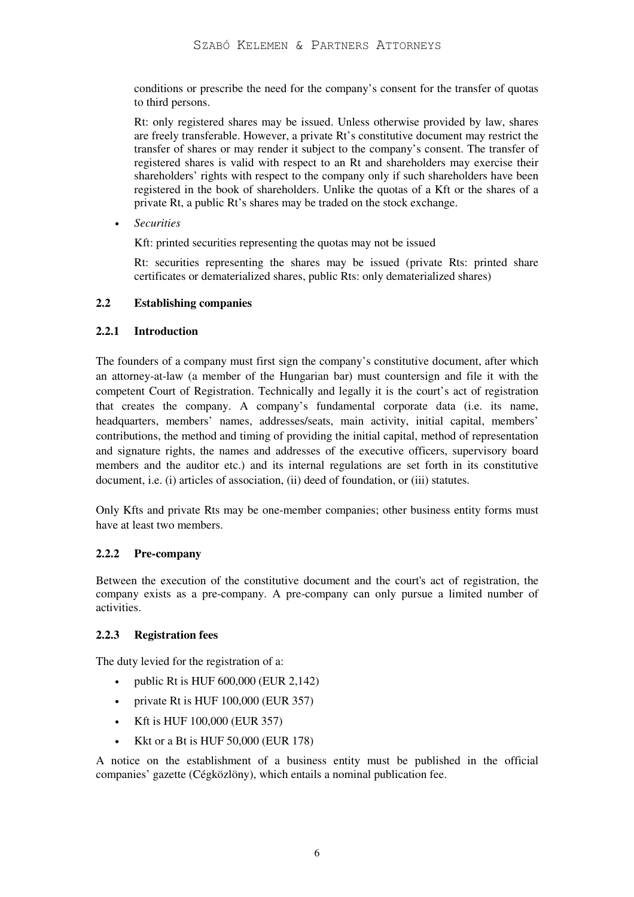conditions or prescribe the need for the company's consent for the transfer of quotas to third persons.

Rt: only registered shares may be issued. Unless otherwise provided by law, shares are freely transferable. However, a private Rt's constitutive document may restrict the transfer of shares or may render it subject to the company's consent. The transfer of registered shares is valid with respect to an Rt and shareholders may exercise their shareholders' rights with respect to the company only if such shareholders have been registered in the book of shareholders. Unlike the quotas of a Kft or the shares of a private Rt, a public Rt's shares may be traded on the stock exchange.

- *Securities*

  Kft: printed securities representing the quotas may not be issued

  Rt: securities representing the shares may be issued (private Rts: printed share certificates or dematerialized shares, public Rts: only dematerialized shares)

### 2.2 Establishing companies

#### 2.2.1 Introduction

The founders of a company must first sign the company's constitutive document, after which an attorney-at-law (a member of the Hungarian bar) must countersign and file it with the competent Court of Registration. Technically and legally it is the court's act of registration that creates the company. A company's fundamental corporate data (i.e. its name, headquarters, members' names, addresses/seats, main activity, initial capital, members' contributions, the method and timing of providing the initial capital, method of representation and signature rights, the names and addresses of the executive officers, supervisory board members and the auditor etc.) and its internal regulations are set forth in its constitutive document, i.e. (i) articles of association, (ii) deed of foundation, or (iii) statutes.

Only Kfts and private Rts may be one-member companies; other business entity forms must have at least two members.

#### 2.2.2 Pre-company

Between the execution of the constitutive document and the court's act of registration, the company exists as a pre-company. A pre-company can only pursue a limited number of activities.

#### 2.2.3 Registration fees

The duty levied for the registration of a:

- public Rt is HUF 600,000 (EUR 2,142)
- private Rt is HUF 100,000 (EUR 357)
- Kft is HUF 100,000 (EUR 357)
- Kkt or a Bt is HUF 50,000 (EUR 178)

A notice on the establishment of a business entity must be published in the official companies' gazette (Cégközlöny), which entails a nominal publication fee.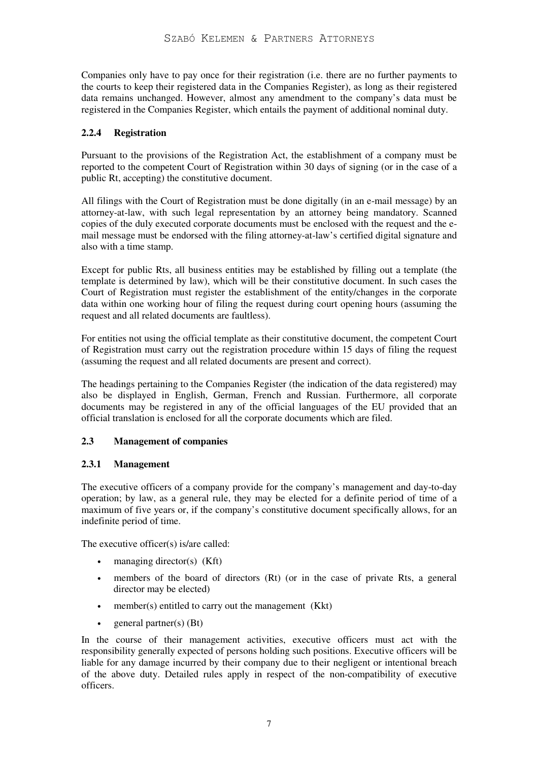Companies only have to pay once for their registration (i.e. there are no further payments to the courts to keep their registered data in the Companies Register), as long as their registered data remains unchanged. However, almost any amendment to the company's data must be registered in the Companies Register, which entails the payment of additional nominal duty.

### 2.2.4 Registration

Pursuant to the provisions of the Registration Act, the establishment of a company must be reported to the competent Court of Registration within 30 days of signing (or in the case of a public Rt, accepting) the constitutive document.

All filings with the Court of Registration must be done digitally (in an e-mail message) by an attorney-at-law, with such legal representation by an attorney being mandatory. Scanned copies of the duly executed corporate documents must be enclosed with the request and the e-mail message must be endorsed with the filing attorney-at-law's certified digital signature and also with a time stamp.

Except for public Rts, all business entities may be established by filling out a template (the template is determined by law), which will be their constitutive document. In such cases the Court of Registration must register the establishment of the entity/changes in the corporate data within one working hour of filing the request during court opening hours (assuming the request and all related documents are faultless).

For entities not using the official template as their constitutive document, the competent Court of Registration must carry out the registration procedure within 15 days of filing the request (assuming the request and all related documents are present and correct).

The headings pertaining to the Companies Register (the indication of the data registered) may also be displayed in English, German, French and Russian. Furthermore, all corporate documents may be registered in any of the official languages of the EU provided that an official translation is enclosed for all the corporate documents which are filed.

## 2.3 Management of companies

### 2.3.1 Management

The executive officers of a company provide for the company's management and day-to-day operation; by law, as a general rule, they may be elected for a definite period of time of a maximum of five years or, if the company's constitutive document specifically allows, for an indefinite period of time.

The executive officer(s) is/are called:

- managing director(s) (Kft)
- members of the board of directors (Rt) (or in the case of private Rts, a general director may be elected)
- member(s) entitled to carry out the management (Kkt)
- general partner(s) (Bt)

In the course of their management activities, executive officers must act with the responsibility generally expected of persons holding such positions. Executive officers will be liable for any damage incurred by their company due to their negligent or intentional breach of the above duty. Detailed rules apply in respect of the non-compatibility of executive officers.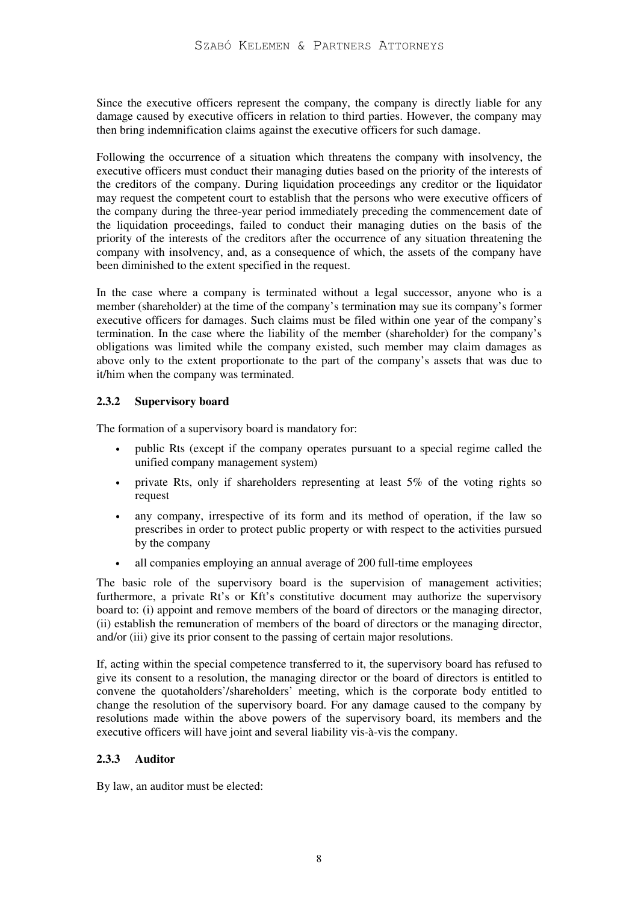Since the executive officers represent the company, the company is directly liable for any damage caused by executive officers in relation to third parties. However, the company may then bring indemnification claims against the executive officers for such damage.

Following the occurrence of a situation which threatens the company with insolvency, the executive officers must conduct their managing duties based on the priority of the interests of the creditors of the company. During liquidation proceedings any creditor or the liquidator may request the competent court to establish that the persons who were executive officers of the company during the three-year period immediately preceding the commencement date of the liquidation proceedings, failed to conduct their managing duties on the basis of the priority of the interests of the creditors after the occurrence of any situation threatening the company with insolvency, and, as a consequence of which, the assets of the company have been diminished to the extent specified in the request.

In the case where a company is terminated without a legal successor, anyone who is a member (shareholder) at the time of the company's termination may sue its company's former executive officers for damages. Such claims must be filed within one year of the company's termination. In the case where the liability of the member (shareholder) for the company's obligations was limited while the company existed, such member may claim damages as above only to the extent proportionate to the part of the company's assets that was due to it/him when the company was terminated.

### 2.3.2 Supervisory board

The formation of a supervisory board is mandatory for:

- public Rts (except if the company operates pursuant to a special regime called the unified company management system)
- private Rts, only if shareholders representing at least 5% of the voting rights so request
- any company, irrespective of its form and its method of operation, if the law so prescribes in order to protect public property or with respect to the activities pursued by the company
- all companies employing an annual average of 200 full-time employees

The basic role of the supervisory board is the supervision of management activities; furthermore, a private Rt's or Kft's constitutive document may authorize the supervisory board to: (i) appoint and remove members of the board of directors or the managing director, (ii) establish the remuneration of members of the board of directors or the managing director, and/or (iii) give its prior consent to the passing of certain major resolutions.

If, acting within the special competence transferred to it, the supervisory board has refused to give its consent to a resolution, the managing director or the board of directors is entitled to convene the quotaholders'/shareholders' meeting, which is the corporate body entitled to change the resolution of the supervisory board. For any damage caused to the company by resolutions made within the above powers of the supervisory board, its members and the executive officers will have joint and several liability vis-à-vis the company.

### 2.3.3 Auditor

By law, an auditor must be elected: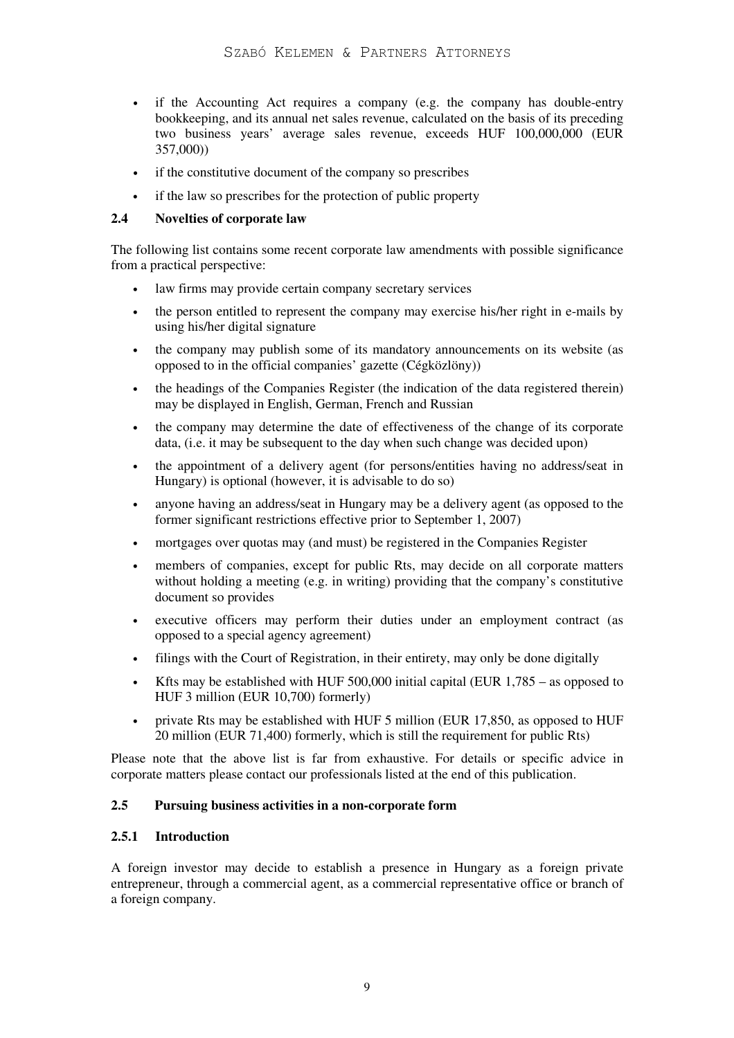- if the Accounting Act requires a company (e.g. the company has double-entry bookkeeping, and its annual net sales revenue, calculated on the basis of its preceding two business years' average sales revenue, exceeds HUF 100,000,000 (EUR 357,000))
- if the constitutive document of the company so prescribes
- if the law so prescribes for the protection of public property

### 2.4 Novelties of corporate law

The following list contains some recent corporate law amendments with possible significance from a practical perspective:

- law firms may provide certain company secretary services
- the person entitled to represent the company may exercise his/her right in e-mails by using his/her digital signature
- the company may publish some of its mandatory announcements on its website (as opposed to in the official companies' gazette (Cégközlöny))
- the headings of the Companies Register (the indication of the data registered therein) may be displayed in English, German, French and Russian
- the company may determine the date of effectiveness of the change of its corporate data, (i.e. it may be subsequent to the day when such change was decided upon)
- the appointment of a delivery agent (for persons/entities having no address/seat in Hungary) is optional (however, it is advisable to do so)
- anyone having an address/seat in Hungary may be a delivery agent (as opposed to the former significant restrictions effective prior to September 1, 2007)
- mortgages over quotas may (and must) be registered in the Companies Register
- members of companies, except for public Rts, may decide on all corporate matters without holding a meeting (e.g. in writing) providing that the company's constitutive document so provides
- executive officers may perform their duties under an employment contract (as opposed to a special agency agreement)
- filings with the Court of Registration, in their entirety, may only be done digitally
- Kfts may be established with HUF 500,000 initial capital (EUR 1,785 – as opposed to HUF 3 million (EUR 10,700) formerly)
- private Rts may be established with HUF 5 million (EUR 17,850, as opposed to HUF 20 million (EUR 71,400) formerly, which is still the requirement for public Rts)

Please note that the above list is far from exhaustive. For details or specific advice in corporate matters please contact our professionals listed at the end of this publication.

### 2.5 Pursuing business activities in a non-corporate form

#### 2.5.1 Introduction

A foreign investor may decide to establish a presence in Hungary as a foreign private entrepreneur, through a commercial agent, as a commercial representative office or branch of a foreign company.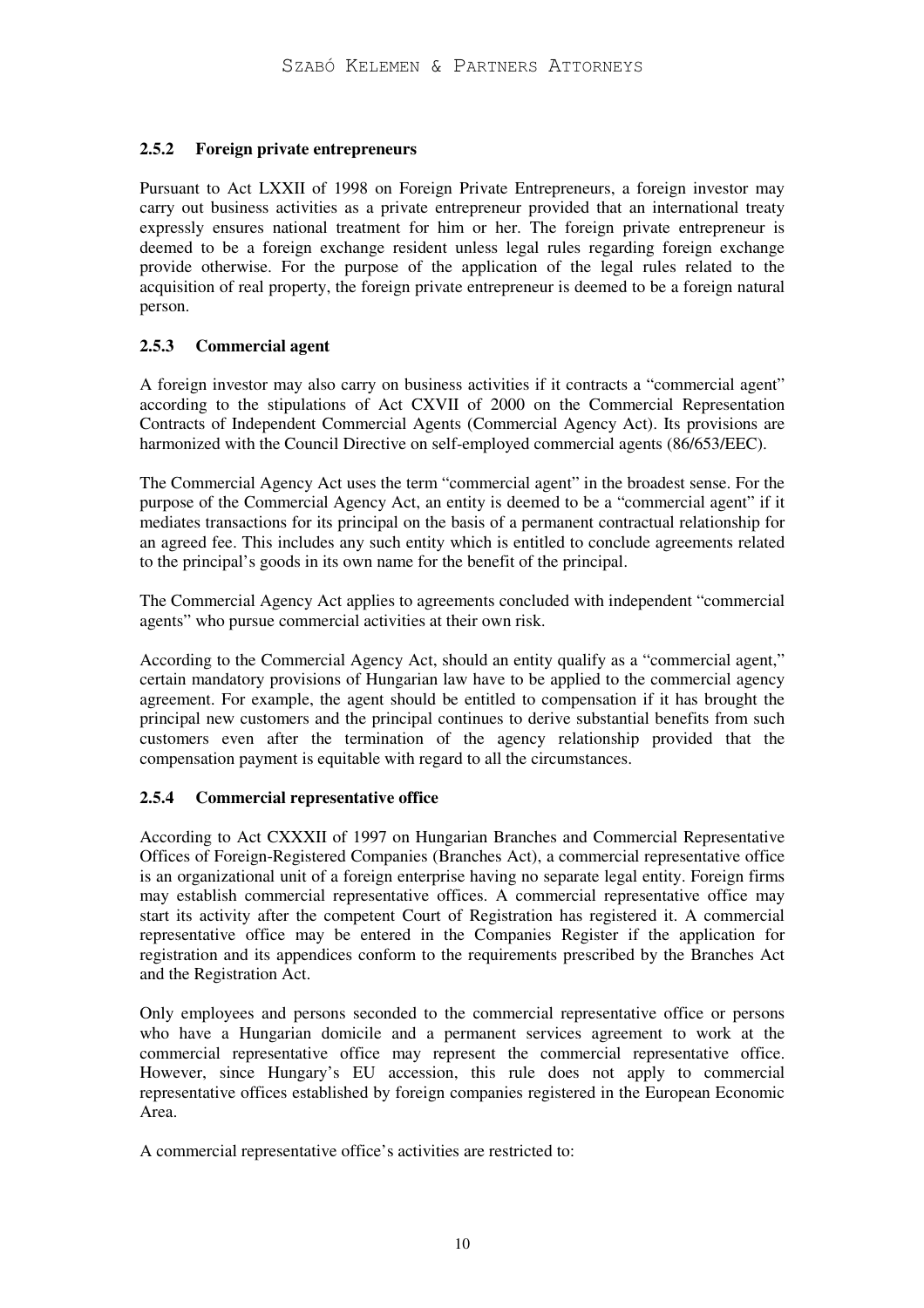### 2.5.2 Foreign private entrepreneurs

Pursuant to Act LXXII of 1998 on Foreign Private Entrepreneurs, a foreign investor may carry out business activities as a private entrepreneur provided that an international treaty expressly ensures national treatment for him or her. The foreign private entrepreneur is deemed to be a foreign exchange resident unless legal rules regarding foreign exchange provide otherwise. For the purpose of the application of the legal rules related to the acquisition of real property, the foreign private entrepreneur is deemed to be a foreign natural person.

### 2.5.3 Commercial agent

A foreign investor may also carry on business activities if it contracts a "commercial agent" according to the stipulations of Act CXVII of 2000 on the Commercial Representation Contracts of Independent Commercial Agents (Commercial Agency Act). Its provisions are harmonized with the Council Directive on self-employed commercial agents (86/653/EEC).

The Commercial Agency Act uses the term "commercial agent" in the broadest sense. For the purpose of the Commercial Agency Act, an entity is deemed to be a "commercial agent" if it mediates transactions for its principal on the basis of a permanent contractual relationship for an agreed fee. This includes any such entity which is entitled to conclude agreements related to the principal's goods in its own name for the benefit of the principal.

The Commercial Agency Act applies to agreements concluded with independent "commercial agents" who pursue commercial activities at their own risk.

According to the Commercial Agency Act, should an entity qualify as a "commercial agent," certain mandatory provisions of Hungarian law have to be applied to the commercial agency agreement. For example, the agent should be entitled to compensation if it has brought the principal new customers and the principal continues to derive substantial benefits from such customers even after the termination of the agency relationship provided that the compensation payment is equitable with regard to all the circumstances.

### 2.5.4 Commercial representative office

According to Act CXXXII of 1997 on Hungarian Branches and Commercial Representative Offices of Foreign-Registered Companies (Branches Act), a commercial representative office is an organizational unit of a foreign enterprise having no separate legal entity. Foreign firms may establish commercial representative offices. A commercial representative office may start its activity after the competent Court of Registration has registered it. A commercial representative office may be entered in the Companies Register if the application for registration and its appendices conform to the requirements prescribed by the Branches Act and the Registration Act.

Only employees and persons seconded to the commercial representative office or persons who have a Hungarian domicile and a permanent services agreement to work at the commercial representative office may represent the commercial representative office. However, since Hungary's EU accession, this rule does not apply to commercial representative offices established by foreign companies registered in the European Economic Area.

A commercial representative office's activities are restricted to: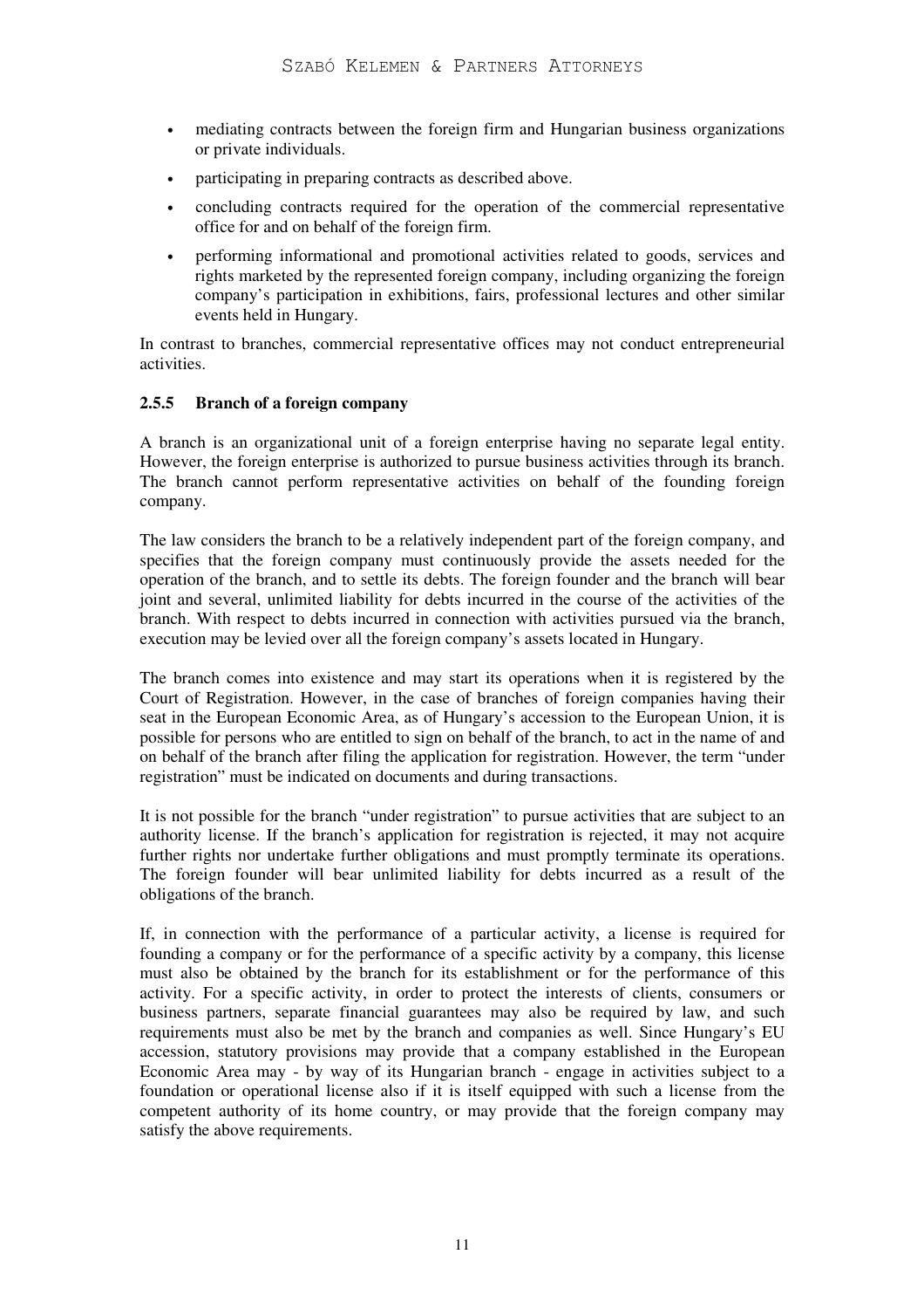- mediating contracts between the foreign firm and Hungarian business organizations or private individuals.
- participating in preparing contracts as described above.
- concluding contracts required for the operation of the commercial representative office for and on behalf of the foreign firm.
- performing informational and promotional activities related to goods, services and rights marketed by the represented foreign company, including organizing the foreign company's participation in exhibitions, fairs, professional lectures and other similar events held in Hungary.

In contrast to branches, commercial representative offices may not conduct entrepreneurial activities.

### 2.5.5 Branch of a foreign company

A branch is an organizational unit of a foreign enterprise having no separate legal entity. However, the foreign enterprise is authorized to pursue business activities through its branch. The branch cannot perform representative activities on behalf of the founding foreign company.

The law considers the branch to be a relatively independent part of the foreign company, and specifies that the foreign company must continuously provide the assets needed for the operation of the branch, and to settle its debts. The foreign founder and the branch will bear joint and several, unlimited liability for debts incurred in the course of the activities of the branch. With respect to debts incurred in connection with activities pursued via the branch, execution may be levied over all the foreign company's assets located in Hungary.

The branch comes into existence and may start its operations when it is registered by the Court of Registration. However, in the case of branches of foreign companies having their seat in the European Economic Area, as of Hungary's accession to the European Union, it is possible for persons who are entitled to sign on behalf of the branch, to act in the name of and on behalf of the branch after filing the application for registration. However, the term "under registration" must be indicated on documents and during transactions.

It is not possible for the branch "under registration" to pursue activities that are subject to an authority license. If the branch's application for registration is rejected, it may not acquire further rights nor undertake further obligations and must promptly terminate its operations. The foreign founder will bear unlimited liability for debts incurred as a result of the obligations of the branch.

If, in connection with the performance of a particular activity, a license is required for founding a company or for the performance of a specific activity by a company, this license must also be obtained by the branch for its establishment or for the performance of this activity. For a specific activity, in order to protect the interests of clients, consumers or business partners, separate financial guarantees may also be required by law, and such requirements must also be met by the branch and companies as well. Since Hungary's EU accession, statutory provisions may provide that a company established in the European Economic Area may - by way of its Hungarian branch - engage in activities subject to a foundation or operational license also if it is itself equipped with such a license from the competent authority of its home country, or may provide that the foreign company may satisfy the above requirements.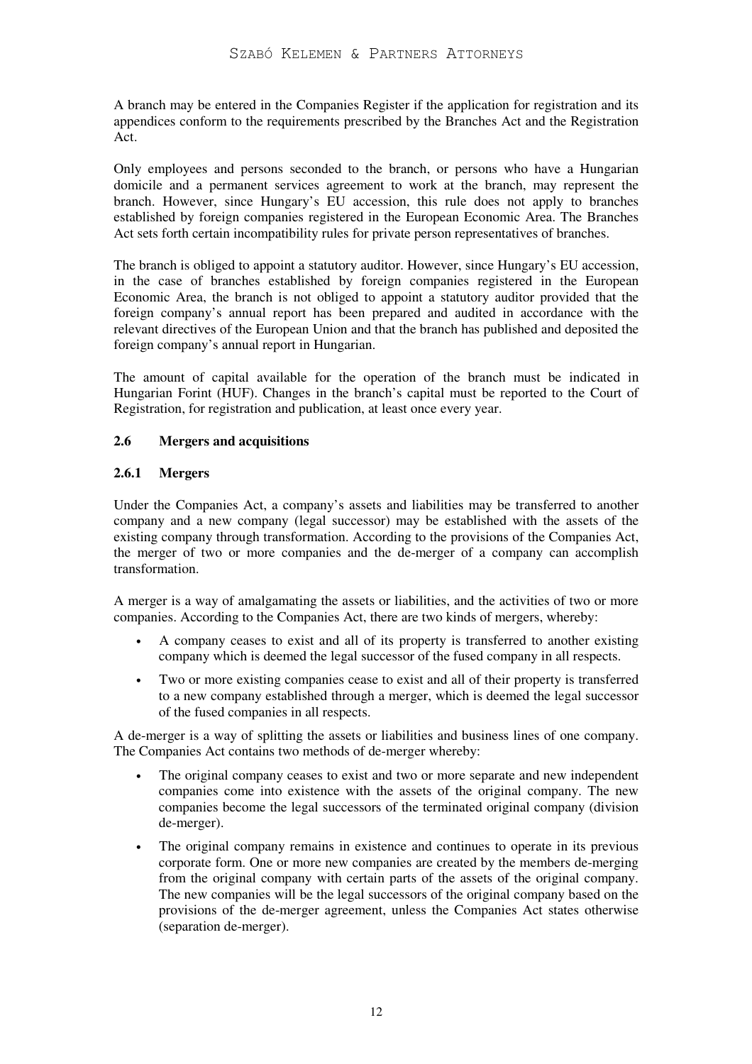A branch may be entered in the Companies Register if the application for registration and its appendices conform to the requirements prescribed by the Branches Act and the Registration Act.

Only employees and persons seconded to the branch, or persons who have a Hungarian domicile and a permanent services agreement to work at the branch, may represent the branch. However, since Hungary's EU accession, this rule does not apply to branches established by foreign companies registered in the European Economic Area. The Branches Act sets forth certain incompatibility rules for private person representatives of branches.

The branch is obliged to appoint a statutory auditor. However, since Hungary's EU accession, in the case of branches established by foreign companies registered in the European Economic Area, the branch is not obliged to appoint a statutory auditor provided that the foreign company's annual report has been prepared and audited in accordance with the relevant directives of the European Union and that the branch has published and deposited the foreign company's annual report in Hungarian.

The amount of capital available for the operation of the branch must be indicated in Hungarian Forint (HUF). Changes in the branch's capital must be reported to the Court of Registration, for registration and publication, at least once every year.

## 2.6 Mergers and acquisitions

### 2.6.1 Mergers

Under the Companies Act, a company's assets and liabilities may be transferred to another company and a new company (legal successor) may be established with the assets of the existing company through transformation. According to the provisions of the Companies Act, the merger of two or more companies and the de-merger of a company can accomplish transformation.

A merger is a way of amalgamating the assets or liabilities, and the activities of two or more companies. According to the Companies Act, there are two kinds of mergers, whereby:

- A company ceases to exist and all of its property is transferred to another existing company which is deemed the legal successor of the fused company in all respects.
- Two or more existing companies cease to exist and all of their property is transferred to a new company established through a merger, which is deemed the legal successor of the fused companies in all respects.

A de-merger is a way of splitting the assets or liabilities and business lines of one company. The Companies Act contains two methods of de-merger whereby:

- The original company ceases to exist and two or more separate and new independent companies come into existence with the assets of the original company. The new companies become the legal successors of the terminated original company (division de-merger).
- The original company remains in existence and continues to operate in its previous corporate form. One or more new companies are created by the members de-merging from the original company with certain parts of the assets of the original company. The new companies will be the legal successors of the original company based on the provisions of the de-merger agreement, unless the Companies Act states otherwise (separation de-merger).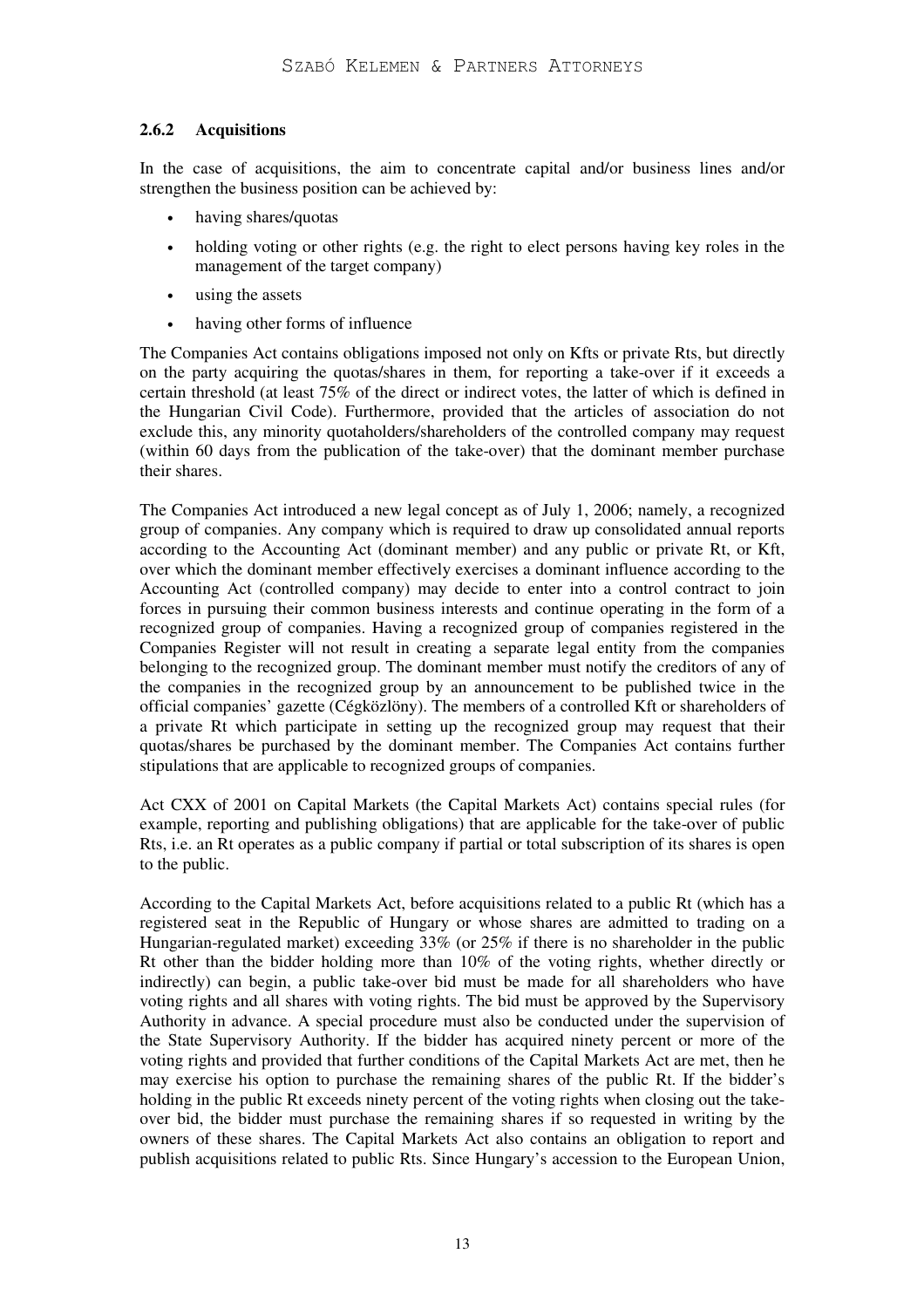### 2.6.2 Acquisitions

In the case of acquisitions, the aim to concentrate capital and/or business lines and/or strengthen the business position can be achieved by:

- having shares/quotas
- holding voting or other rights (e.g. the right to elect persons having key roles in the management of the target company)
- using the assets
- having other forms of influence

The Companies Act contains obligations imposed not only on Kfts or private Rts, but directly on the party acquiring the quotas/shares in them, for reporting a take-over if it exceeds a certain threshold (at least 75% of the direct or indirect votes, the latter of which is defined in the Hungarian Civil Code). Furthermore, provided that the articles of association do not exclude this, any minority quotaholders/shareholders of the controlled company may request (within 60 days from the publication of the take-over) that the dominant member purchase their shares.

The Companies Act introduced a new legal concept as of July 1, 2006; namely, a recognized group of companies. Any company which is required to draw up consolidated annual reports according to the Accounting Act (dominant member) and any public or private Rt, or Kft, over which the dominant member effectively exercises a dominant influence according to the Accounting Act (controlled company) may decide to enter into a control contract to join forces in pursuing their common business interests and continue operating in the form of a recognized group of companies. Having a recognized group of companies registered in the Companies Register will not result in creating a separate legal entity from the companies belonging to the recognized group. The dominant member must notify the creditors of any of the companies in the recognized group by an announcement to be published twice in the official companies' gazette (Cégközlöny). The members of a controlled Kft or shareholders of a private Rt which participate in setting up the recognized group may request that their quotas/shares be purchased by the dominant member. The Companies Act contains further stipulations that are applicable to recognized groups of companies.

Act CXX of 2001 on Capital Markets (the Capital Markets Act) contains special rules (for example, reporting and publishing obligations) that are applicable for the take-over of public Rts, i.e. an Rt operates as a public company if partial or total subscription of its shares is open to the public.

According to the Capital Markets Act, before acquisitions related to a public Rt (which has a registered seat in the Republic of Hungary or whose shares are admitted to trading on a Hungarian-regulated market) exceeding 33% (or 25% if there is no shareholder in the public Rt other than the bidder holding more than 10% of the voting rights, whether directly or indirectly) can begin, a public take-over bid must be made for all shareholders who have voting rights and all shares with voting rights. The bid must be approved by the Supervisory Authority in advance. A special procedure must also be conducted under the supervision of the State Supervisory Authority. If the bidder has acquired ninety percent or more of the voting rights and provided that further conditions of the Capital Markets Act are met, then he may exercise his option to purchase the remaining shares of the public Rt. If the bidder's holding in the public Rt exceeds ninety percent of the voting rights when closing out the take-over bid, the bidder must purchase the remaining shares if so requested in writing by the owners of these shares. The Capital Markets Act also contains an obligation to report and publish acquisitions related to public Rts. Since Hungary's accession to the European Union,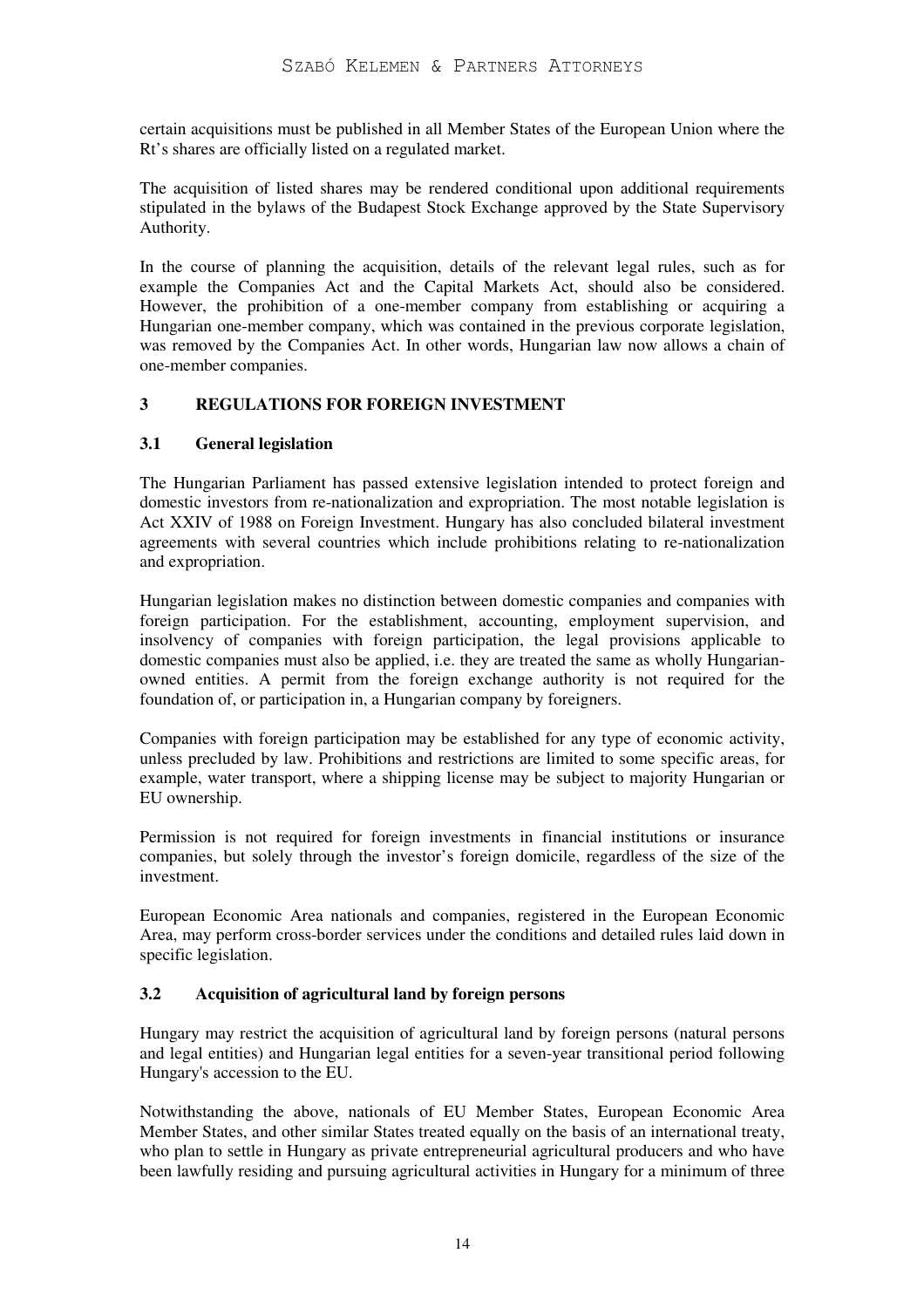certain acquisitions must be published in all Member States of the European Union where the Rt's shares are officially listed on a regulated market.

The acquisition of listed shares may be rendered conditional upon additional requirements stipulated in the bylaws of the Budapest Stock Exchange approved by the State Supervisory Authority.

In the course of planning the acquisition, details of the relevant legal rules, such as for example the Companies Act and the Capital Markets Act, should also be considered. However, the prohibition of a one-member company from establishing or acquiring a Hungarian one-member company, which was contained in the previous corporate legislation, was removed by the Companies Act. In other words, Hungarian law now allows a chain of one-member companies.

## 3 REGULATIONS FOR FOREIGN INVESTMENT

### 3.1 General legislation

The Hungarian Parliament has passed extensive legislation intended to protect foreign and domestic investors from re-nationalization and expropriation. The most notable legislation is Act XXIV of 1988 on Foreign Investment. Hungary has also concluded bilateral investment agreements with several countries which include prohibitions relating to re-nationalization and expropriation.

Hungarian legislation makes no distinction between domestic companies and companies with foreign participation. For the establishment, accounting, employment supervision, and insolvency of companies with foreign participation, the legal provisions applicable to domestic companies must also be applied, i.e. they are treated the same as wholly Hungarian-owned entities. A permit from the foreign exchange authority is not required for the foundation of, or participation in, a Hungarian company by foreigners.

Companies with foreign participation may be established for any type of economic activity, unless precluded by law. Prohibitions and restrictions are limited to some specific areas, for example, water transport, where a shipping license may be subject to majority Hungarian or EU ownership.

Permission is not required for foreign investments in financial institutions or insurance companies, but solely through the investor's foreign domicile, regardless of the size of the investment.

European Economic Area nationals and companies, registered in the European Economic Area, may perform cross-border services under the conditions and detailed rules laid down in specific legislation.

### 3.2 Acquisition of agricultural land by foreign persons

Hungary may restrict the acquisition of agricultural land by foreign persons (natural persons and legal entities) and Hungarian legal entities for a seven-year transitional period following Hungary's accession to the EU.

Notwithstanding the above, nationals of EU Member States, European Economic Area Member States, and other similar States treated equally on the basis of an international treaty, who plan to settle in Hungary as private entrepreneurial agricultural producers and who have been lawfully residing and pursuing agricultural activities in Hungary for a minimum of three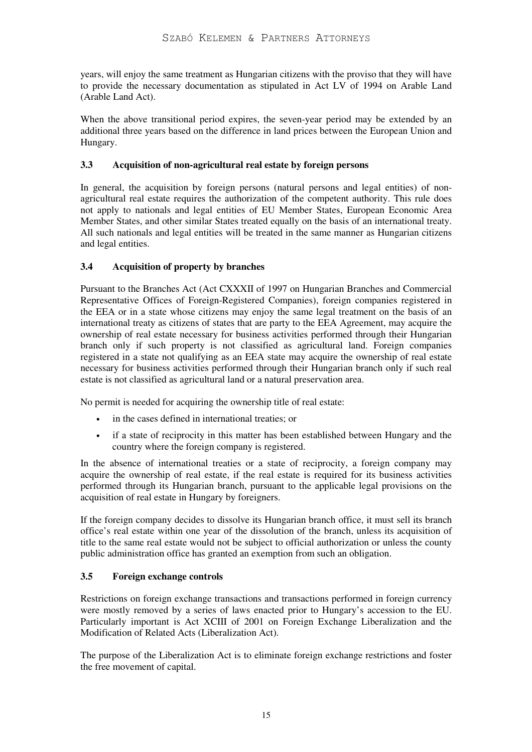years, will enjoy the same treatment as Hungarian citizens with the proviso that they will have to provide the necessary documentation as stipulated in Act LV of 1994 on Arable Land (Arable Land Act).

When the above transitional period expires, the seven-year period may be extended by an additional three years based on the difference in land prices between the European Union and Hungary.

### 3.3 Acquisition of non-agricultural real estate by foreign persons

In general, the acquisition by foreign persons (natural persons and legal entities) of non-agricultural real estate requires the authorization of the competent authority. This rule does not apply to nationals and legal entities of EU Member States, European Economic Area Member States, and other similar States treated equally on the basis of an international treaty. All such nationals and legal entities will be treated in the same manner as Hungarian citizens and legal entities.

### 3.4 Acquisition of property by branches

Pursuant to the Branches Act (Act CXXXII of 1997 on Hungarian Branches and Commercial Representative Offices of Foreign-Registered Companies), foreign companies registered in the EEA or in a state whose citizens may enjoy the same legal treatment on the basis of an international treaty as citizens of states that are party to the EEA Agreement, may acquire the ownership of real estate necessary for business activities performed through their Hungarian branch only if such property is not classified as agricultural land. Foreign companies registered in a state not qualifying as an EEA state may acquire the ownership of real estate necessary for business activities performed through their Hungarian branch only if such real estate is not classified as agricultural land or a natural preservation area.

No permit is needed for acquiring the ownership title of real estate:

- in the cases defined in international treaties; or
- if a state of reciprocity in this matter has been established between Hungary and the country where the foreign company is registered.

In the absence of international treaties or a state of reciprocity, a foreign company may acquire the ownership of real estate, if the real estate is required for its business activities performed through its Hungarian branch, pursuant to the applicable legal provisions on the acquisition of real estate in Hungary by foreigners.

If the foreign company decides to dissolve its Hungarian branch office, it must sell its branch office's real estate within one year of the dissolution of the branch, unless its acquisition of title to the same real estate would not be subject to official authorization or unless the county public administration office has granted an exemption from such an obligation.

### 3.5 Foreign exchange controls

Restrictions on foreign exchange transactions and transactions performed in foreign currency were mostly removed by a series of laws enacted prior to Hungary's accession to the EU. Particularly important is Act XCIII of 2001 on Foreign Exchange Liberalization and the Modification of Related Acts (Liberalization Act).

The purpose of the Liberalization Act is to eliminate foreign exchange restrictions and foster the free movement of capital.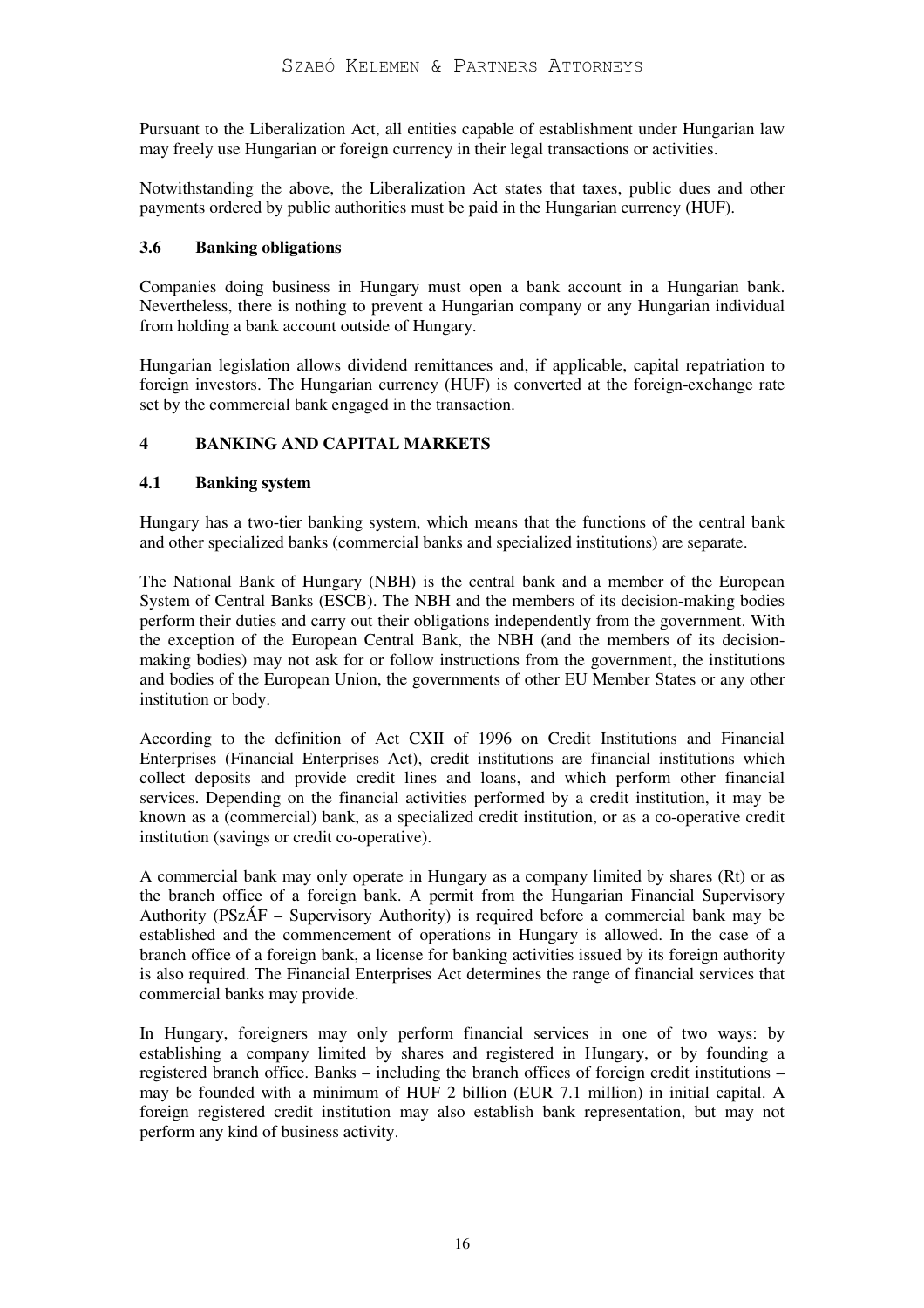Pursuant to the Liberalization Act, all entities capable of establishment under Hungarian law may freely use Hungarian or foreign currency in their legal transactions or activities.

Notwithstanding the above, the Liberalization Act states that taxes, public dues and other payments ordered by public authorities must be paid in the Hungarian currency (HUF).

### 3.6 Banking obligations

Companies doing business in Hungary must open a bank account in a Hungarian bank. Nevertheless, there is nothing to prevent a Hungarian company or any Hungarian individual from holding a bank account outside of Hungary.

Hungarian legislation allows dividend remittances and, if applicable, capital repatriation to foreign investors. The Hungarian currency (HUF) is converted at the foreign-exchange rate set by the commercial bank engaged in the transaction.

## 4 BANKING AND CAPITAL MARKETS

### 4.1 Banking system

Hungary has a two-tier banking system, which means that the functions of the central bank and other specialized banks (commercial banks and specialized institutions) are separate.

The National Bank of Hungary (NBH) is the central bank and a member of the European System of Central Banks (ESCB). The NBH and the members of its decision-making bodies perform their duties and carry out their obligations independently from the government. With the exception of the European Central Bank, the NBH (and the members of its decision-making bodies) may not ask for or follow instructions from the government, the institutions and bodies of the European Union, the governments of other EU Member States or any other institution or body.

According to the definition of Act CXII of 1996 on Credit Institutions and Financial Enterprises (Financial Enterprises Act), credit institutions are financial institutions which collect deposits and provide credit lines and loans, and which perform other financial services. Depending on the financial activities performed by a credit institution, it may be known as a (commercial) bank, as a specialized credit institution, or as a co-operative credit institution (savings or credit co-operative).

A commercial bank may only operate in Hungary as a company limited by shares (Rt) or as the branch office of a foreign bank. A permit from the Hungarian Financial Supervisory Authority (PSzÁF – Supervisory Authority) is required before a commercial bank may be established and the commencement of operations in Hungary is allowed. In the case of a branch office of a foreign bank, a license for banking activities issued by its foreign authority is also required. The Financial Enterprises Act determines the range of financial services that commercial banks may provide.

In Hungary, foreigners may only perform financial services in one of two ways: by establishing a company limited by shares and registered in Hungary, or by founding a registered branch office. Banks – including the branch offices of foreign credit institutions – may be founded with a minimum of HUF 2 billion (EUR 7.1 million) in initial capital. A foreign registered credit institution may also establish bank representation, but may not perform any kind of business activity.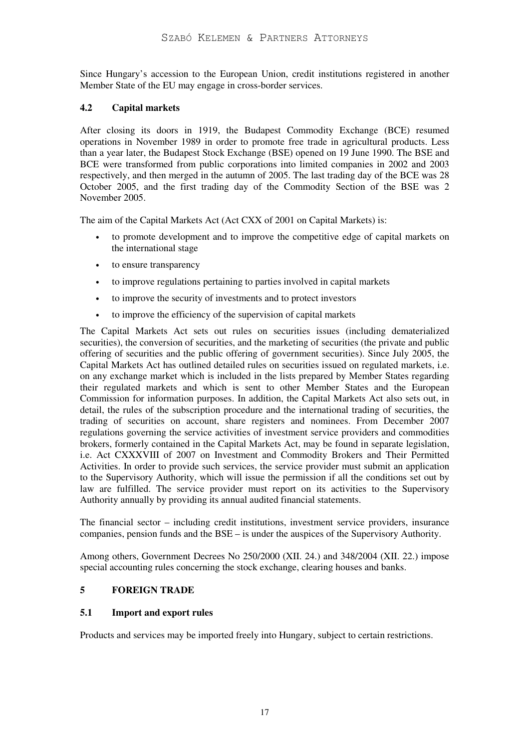Since Hungary's accession to the European Union, credit institutions registered in another Member State of the EU may engage in cross-border services.

### 4.2 Capital markets

After closing its doors in 1919, the Budapest Commodity Exchange (BCE) resumed operations in November 1989 in order to promote free trade in agricultural products. Less than a year later, the Budapest Stock Exchange (BSE) opened on 19 June 1990. The BSE and BCE were transformed from public corporations into limited companies in 2002 and 2003 respectively, and then merged in the autumn of 2005. The last trading day of the BCE was 28 October 2005, and the first trading day of the Commodity Section of the BSE was 2 November 2005.

The aim of the Capital Markets Act (Act CXX of 2001 on Capital Markets) is:

- to promote development and to improve the competitive edge of capital markets on the international stage
- to ensure transparency
- to improve regulations pertaining to parties involved in capital markets
- to improve the security of investments and to protect investors
- to improve the efficiency of the supervision of capital markets

The Capital Markets Act sets out rules on securities issues (including dematerialized securities), the conversion of securities, and the marketing of securities (the private and public offering of securities and the public offering of government securities). Since July 2005, the Capital Markets Act has outlined detailed rules on securities issued on regulated markets, i.e. on any exchange market which is included in the lists prepared by Member States regarding their regulated markets and which is sent to other Member States and the European Commission for information purposes. In addition, the Capital Markets Act also sets out, in detail, the rules of the subscription procedure and the international trading of securities, the trading of securities on account, share registers and nominees. From December 2007 regulations governing the service activities of investment service providers and commodities brokers, formerly contained in the Capital Markets Act, may be found in separate legislation, i.e. Act CXXXVIII of 2007 on Investment and Commodity Brokers and Their Permitted Activities. In order to provide such services, the service provider must submit an application to the Supervisory Authority, which will issue the permission if all the conditions set out by law are fulfilled. The service provider must report on its activities to the Supervisory Authority annually by providing its annual audited financial statements.

The financial sector – including credit institutions, investment service providers, insurance companies, pension funds and the BSE – is under the auspices of the Supervisory Authority.

Among others, Government Decrees No 250/2000 (XII. 24.) and 348/2004 (XII. 22.) impose special accounting rules concerning the stock exchange, clearing houses and banks.

## 5 FOREIGN TRADE

### 5.1 Import and export rules

Products and services may be imported freely into Hungary, subject to certain restrictions.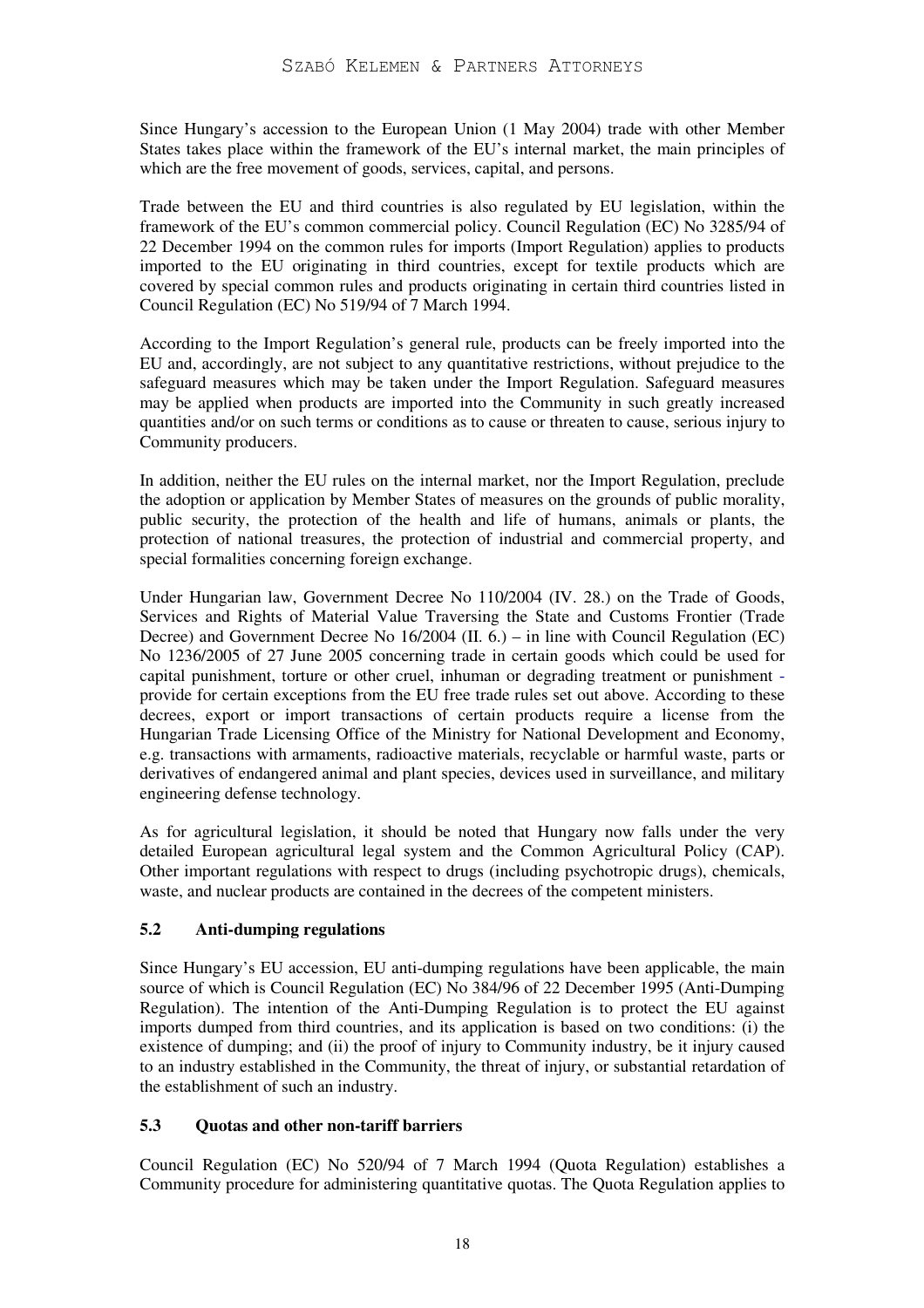Since Hungary's accession to the European Union (1 May 2004) trade with other Member States takes place within the framework of the EU's internal market, the main principles of which are the free movement of goods, services, capital, and persons.

Trade between the EU and third countries is also regulated by EU legislation, within the framework of the EU's common commercial policy. Council Regulation (EC) No 3285/94 of 22 December 1994 on the common rules for imports (Import Regulation) applies to products imported to the EU originating in third countries, except for textile products which are covered by special common rules and products originating in certain third countries listed in Council Regulation (EC) No 519/94 of 7 March 1994.

According to the Import Regulation's general rule, products can be freely imported into the EU and, accordingly, are not subject to any quantitative restrictions, without prejudice to the safeguard measures which may be taken under the Import Regulation. Safeguard measures may be applied when products are imported into the Community in such greatly increased quantities and/or on such terms or conditions as to cause or threaten to cause, serious injury to Community producers.

In addition, neither the EU rules on the internal market, nor the Import Regulation, preclude the adoption or application by Member States of measures on the grounds of public morality, public security, the protection of the health and life of humans, animals or plants, the protection of national treasures, the protection of industrial and commercial property, and special formalities concerning foreign exchange.

Under Hungarian law, Government Decree No 110/2004 (IV. 28.) on the Trade of Goods, Services and Rights of Material Value Traversing the State and Customs Frontier (Trade Decree) and Government Decree No 16/2004 (II. 6.) – in line with Council Regulation (EC) No 1236/2005 of 27 June 2005 concerning trade in certain goods which could be used for capital punishment, torture or other cruel, inhuman or degrading treatment or punishment - provide for certain exceptions from the EU free trade rules set out above. According to these decrees, export or import transactions of certain products require a license from the Hungarian Trade Licensing Office of the Ministry for National Development and Economy, e.g. transactions with armaments, radioactive materials, recyclable or harmful waste, parts or derivatives of endangered animal and plant species, devices used in surveillance, and military engineering defense technology.

As for agricultural legislation, it should be noted that Hungary now falls under the very detailed European agricultural legal system and the Common Agricultural Policy (CAP). Other important regulations with respect to drugs (including psychotropic drugs), chemicals, waste, and nuclear products are contained in the decrees of the competent ministers.

### 5.2 Anti-dumping regulations

Since Hungary's EU accession, EU anti-dumping regulations have been applicable, the main source of which is Council Regulation (EC) No 384/96 of 22 December 1995 (Anti-Dumping Regulation). The intention of the Anti-Dumping Regulation is to protect the EU against imports dumped from third countries, and its application is based on two conditions: (i) the existence of dumping; and (ii) the proof of injury to Community industry, be it injury caused to an industry established in the Community, the threat of injury, or substantial retardation of the establishment of such an industry.

### 5.3 Quotas and other non-tariff barriers

Council Regulation (EC) No 520/94 of 7 March 1994 (Quota Regulation) establishes a Community procedure for administering quantitative quotas. The Quota Regulation applies to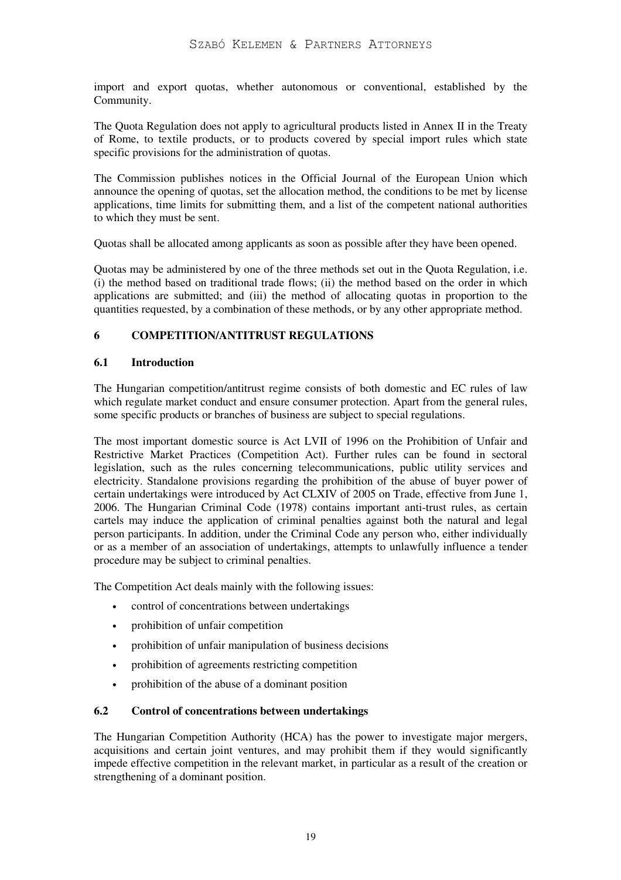import and export quotas, whether autonomous or conventional, established by the Community.

The Quota Regulation does not apply to agricultural products listed in Annex II in the Treaty of Rome, to textile products, or to products covered by special import rules which state specific provisions for the administration of quotas.

The Commission publishes notices in the Official Journal of the European Union which announce the opening of quotas, set the allocation method, the conditions to be met by license applications, time limits for submitting them, and a list of the competent national authorities to which they must be sent.

Quotas shall be allocated among applicants as soon as possible after they have been opened.

Quotas may be administered by one of the three methods set out in the Quota Regulation, i.e. (i) the method based on traditional trade flows; (ii) the method based on the order in which applications are submitted; and (iii) the method of allocating quotas in proportion to the quantities requested, by a combination of these methods, or by any other appropriate method.

## 6 COMPETITION/ANTITRUST REGULATIONS

### 6.1 Introduction

The Hungarian competition/antitrust regime consists of both domestic and EC rules of law which regulate market conduct and ensure consumer protection. Apart from the general rules, some specific products or branches of business are subject to special regulations.

The most important domestic source is Act LVII of 1996 on the Prohibition of Unfair and Restrictive Market Practices (Competition Act). Further rules can be found in sectoral legislation, such as the rules concerning telecommunications, public utility services and electricity. Standalone provisions regarding the prohibition of the abuse of buyer power of certain undertakings were introduced by Act CLXIV of 2005 on Trade, effective from June 1, 2006. The Hungarian Criminal Code (1978) contains important anti-trust rules, as certain cartels may induce the application of criminal penalties against both the natural and legal person participants. In addition, under the Criminal Code any person who, either individually or as a member of an association of undertakings, attempts to unlawfully influence a tender procedure may be subject to criminal penalties.

The Competition Act deals mainly with the following issues:

- control of concentrations between undertakings
- prohibition of unfair competition
- prohibition of unfair manipulation of business decisions
- prohibition of agreements restricting competition
- prohibition of the abuse of a dominant position

### 6.2 Control of concentrations between undertakings

The Hungarian Competition Authority (HCA) has the power to investigate major mergers, acquisitions and certain joint ventures, and may prohibit them if they would significantly impede effective competition in the relevant market, in particular as a result of the creation or strengthening of a dominant position.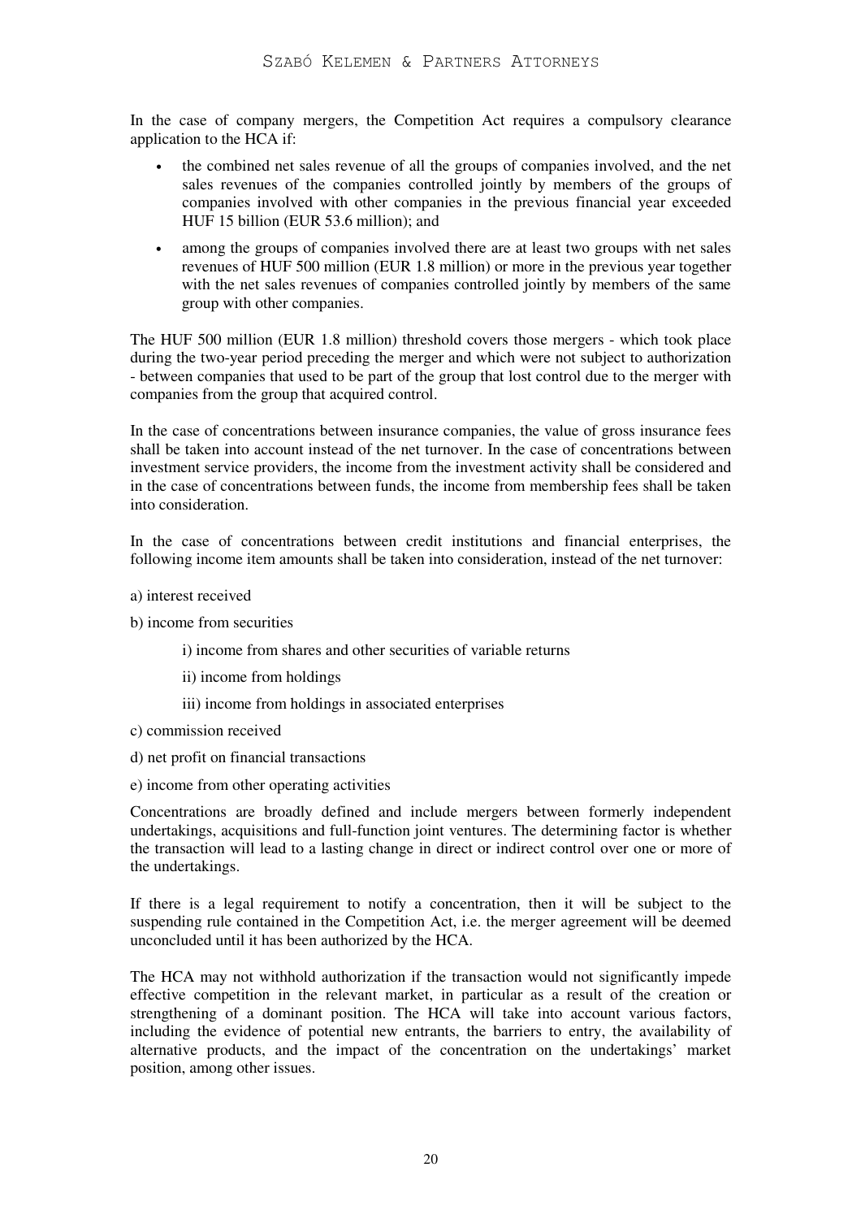In the case of company mergers, the Competition Act requires a compulsory clearance application to the HCA if:

- the combined net sales revenue of all the groups of companies involved, and the net sales revenues of the companies controlled jointly by members of the groups of companies involved with other companies in the previous financial year exceeded HUF 15 billion (EUR 53.6 million); and
- among the groups of companies involved there are at least two groups with net sales revenues of HUF 500 million (EUR 1.8 million) or more in the previous year together with the net sales revenues of companies controlled jointly by members of the same group with other companies.

The HUF 500 million (EUR 1.8 million) threshold covers those mergers - which took place during the two-year period preceding the merger and which were not subject to authorization - between companies that used to be part of the group that lost control due to the merger with companies from the group that acquired control.

In the case of concentrations between insurance companies, the value of gross insurance fees shall be taken into account instead of the net turnover. In the case of concentrations between investment service providers, the income from the investment activity shall be considered and in the case of concentrations between funds, the income from membership fees shall be taken into consideration.

In the case of concentrations between credit institutions and financial enterprises, the following income item amounts shall be taken into consideration, instead of the net turnover:

a) interest received

b) income from securities

    i) income from shares and other securities of variable returns

    ii) income from holdings

    iii) income from holdings in associated enterprises

c) commission received

d) net profit on financial transactions

e) income from other operating activities

Concentrations are broadly defined and include mergers between formerly independent undertakings, acquisitions and full-function joint ventures. The determining factor is whether the transaction will lead to a lasting change in direct or indirect control over one or more of the undertakings.

If there is a legal requirement to notify a concentration, then it will be subject to the suspending rule contained in the Competition Act, i.e. the merger agreement will be deemed unconcluded until it has been authorized by the HCA.

The HCA may not withhold authorization if the transaction would not significantly impede effective competition in the relevant market, in particular as a result of the creation or strengthening of a dominant position. The HCA will take into account various factors, including the evidence of potential new entrants, the barriers to entry, the availability of alternative products, and the impact of the concentration on the undertakings' market position, among other issues.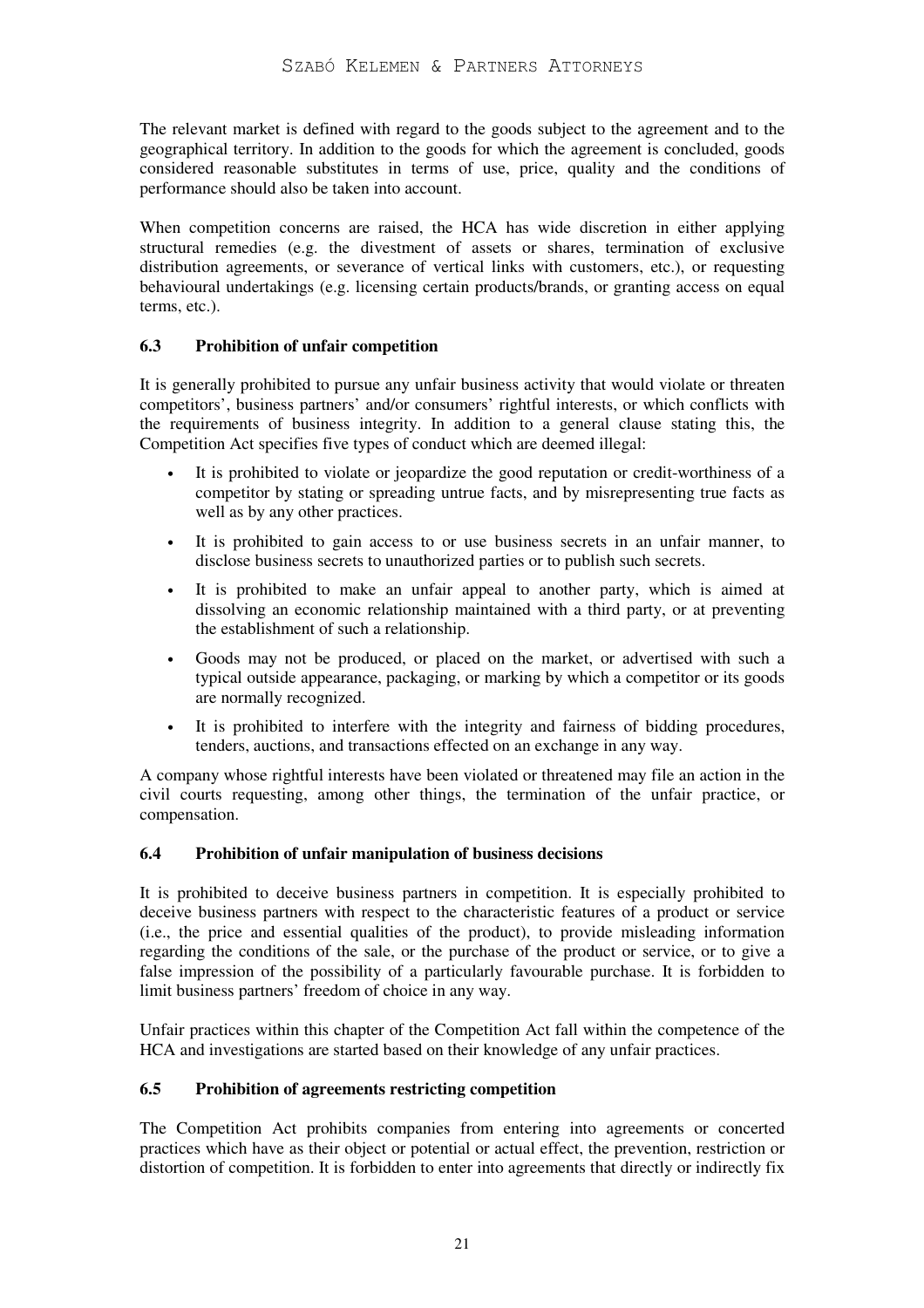The relevant market is defined with regard to the goods subject to the agreement and to the geographical territory. In addition to the goods for which the agreement is concluded, goods considered reasonable substitutes in terms of use, price, quality and the conditions of performance should also be taken into account.

When competition concerns are raised, the HCA has wide discretion in either applying structural remedies (e.g. the divestment of assets or shares, termination of exclusive distribution agreements, or severance of vertical links with customers, etc.), or requesting behavioural undertakings (e.g. licensing certain products/brands, or granting access on equal terms, etc.).

### 6.3 Prohibition of unfair competition

It is generally prohibited to pursue any unfair business activity that would violate or threaten competitors', business partners' and/or consumers' rightful interests, or which conflicts with the requirements of business integrity. In addition to a general clause stating this, the Competition Act specifies five types of conduct which are deemed illegal:

- It is prohibited to violate or jeopardize the good reputation or credit-worthiness of a competitor by stating or spreading untrue facts, and by misrepresenting true facts as well as by any other practices.
- It is prohibited to gain access to or use business secrets in an unfair manner, to disclose business secrets to unauthorized parties or to publish such secrets.
- It is prohibited to make an unfair appeal to another party, which is aimed at dissolving an economic relationship maintained with a third party, or at preventing the establishment of such a relationship.
- Goods may not be produced, or placed on the market, or advertised with such a typical outside appearance, packaging, or marking by which a competitor or its goods are normally recognized.
- It is prohibited to interfere with the integrity and fairness of bidding procedures, tenders, auctions, and transactions effected on an exchange in any way.

A company whose rightful interests have been violated or threatened may file an action in the civil courts requesting, among other things, the termination of the unfair practice, or compensation.

### 6.4 Prohibition of unfair manipulation of business decisions

It is prohibited to deceive business partners in competition. It is especially prohibited to deceive business partners with respect to the characteristic features of a product or service (i.e., the price and essential qualities of the product), to provide misleading information regarding the conditions of the sale, or the purchase of the product or service, or to give a false impression of the possibility of a particularly favourable purchase. It is forbidden to limit business partners' freedom of choice in any way.

Unfair practices within this chapter of the Competition Act fall within the competence of the HCA and investigations are started based on their knowledge of any unfair practices.

### 6.5 Prohibition of agreements restricting competition

The Competition Act prohibits companies from entering into agreements or concerted practices which have as their object or potential or actual effect, the prevention, restriction or distortion of competition. It is forbidden to enter into agreements that directly or indirectly fix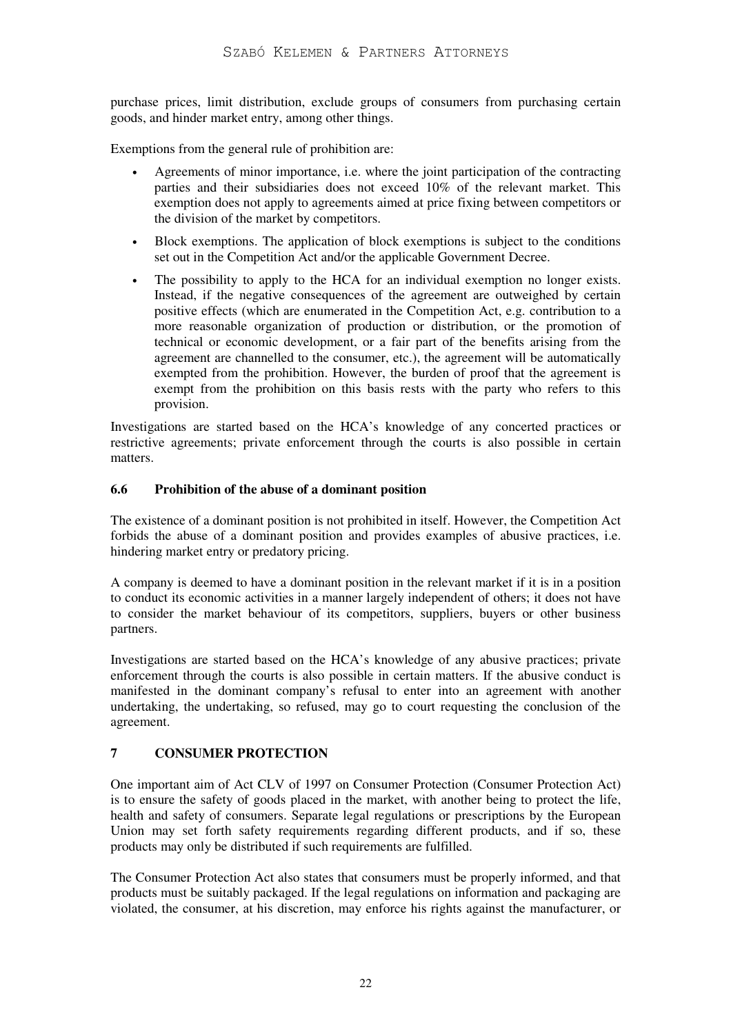purchase prices, limit distribution, exclude groups of consumers from purchasing certain goods, and hinder market entry, among other things.

Exemptions from the general rule of prohibition are:

- Agreements of minor importance, i.e. where the joint participation of the contracting parties and their subsidiaries does not exceed 10% of the relevant market. This exemption does not apply to agreements aimed at price fixing between competitors or the division of the market by competitors.
- Block exemptions. The application of block exemptions is subject to the conditions set out in the Competition Act and/or the applicable Government Decree.
- The possibility to apply to the HCA for an individual exemption no longer exists. Instead, if the negative consequences of the agreement are outweighed by certain positive effects (which are enumerated in the Competition Act, e.g. contribution to a more reasonable organization of production or distribution, or the promotion of technical or economic development, or a fair part of the benefits arising from the agreement are channelled to the consumer, etc.), the agreement will be automatically exempted from the prohibition. However, the burden of proof that the agreement is exempt from the prohibition on this basis rests with the party who refers to this provision.

Investigations are started based on the HCA's knowledge of any concerted practices or restrictive agreements; private enforcement through the courts is also possible in certain matters.

### 6.6 Prohibition of the abuse of a dominant position

The existence of a dominant position is not prohibited in itself. However, the Competition Act forbids the abuse of a dominant position and provides examples of abusive practices, i.e. hindering market entry or predatory pricing.

A company is deemed to have a dominant position in the relevant market if it is in a position to conduct its economic activities in a manner largely independent of others; it does not have to consider the market behaviour of its competitors, suppliers, buyers or other business partners.

Investigations are started based on the HCA's knowledge of any abusive practices; private enforcement through the courts is also possible in certain matters. If the abusive conduct is manifested in the dominant company's refusal to enter into an agreement with another undertaking, the undertaking, so refused, may go to court requesting the conclusion of the agreement.

## 7 CONSUMER PROTECTION

One important aim of Act CLV of 1997 on Consumer Protection (Consumer Protection Act) is to ensure the safety of goods placed in the market, with another being to protect the life, health and safety of consumers. Separate legal regulations or prescriptions by the European Union may set forth safety requirements regarding different products, and if so, these products may only be distributed if such requirements are fulfilled.

The Consumer Protection Act also states that consumers must be properly informed, and that products must be suitably packaged. If the legal regulations on information and packaging are violated, the consumer, at his discretion, may enforce his rights against the manufacturer, or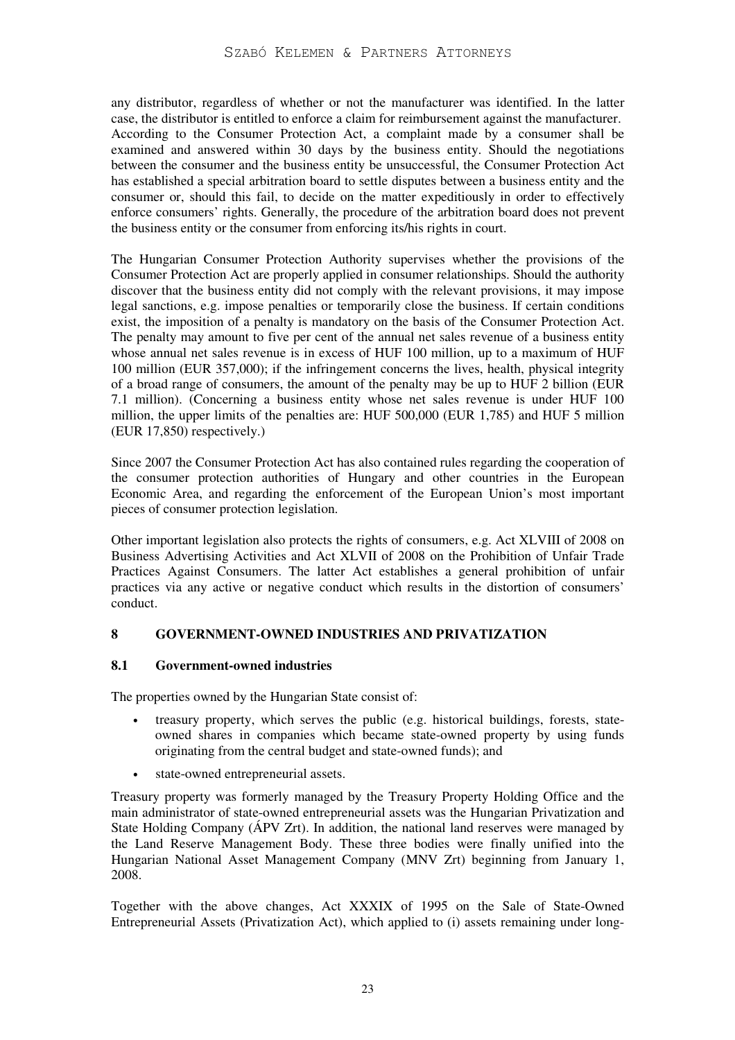any distributor, regardless of whether or not the manufacturer was identified. In the latter case, the distributor is entitled to enforce a claim for reimbursement against the manufacturer. According to the Consumer Protection Act, a complaint made by a consumer shall be examined and answered within 30 days by the business entity. Should the negotiations between the consumer and the business entity be unsuccessful, the Consumer Protection Act has established a special arbitration board to settle disputes between a business entity and the consumer or, should this fail, to decide on the matter expeditiously in order to effectively enforce consumers' rights. Generally, the procedure of the arbitration board does not prevent the business entity or the consumer from enforcing its/his rights in court.

The Hungarian Consumer Protection Authority supervises whether the provisions of the Consumer Protection Act are properly applied in consumer relationships. Should the authority discover that the business entity did not comply with the relevant provisions, it may impose legal sanctions, e.g. impose penalties or temporarily close the business. If certain conditions exist, the imposition of a penalty is mandatory on the basis of the Consumer Protection Act. The penalty may amount to five per cent of the annual net sales revenue of a business entity whose annual net sales revenue is in excess of HUF 100 million, up to a maximum of HUF 100 million (EUR 357,000); if the infringement concerns the lives, health, physical integrity of a broad range of consumers, the amount of the penalty may be up to HUF 2 billion (EUR 7.1 million). (Concerning a business entity whose net sales revenue is under HUF 100 million, the upper limits of the penalties are: HUF 500,000 (EUR 1,785) and HUF 5 million (EUR 17,850) respectively.)

Since 2007 the Consumer Protection Act has also contained rules regarding the cooperation of the consumer protection authorities of Hungary and other countries in the European Economic Area, and regarding the enforcement of the European Union's most important pieces of consumer protection legislation.

Other important legislation also protects the rights of consumers, e.g. Act XLVIII of 2008 on Business Advertising Activities and Act XLVII of 2008 on the Prohibition of Unfair Trade Practices Against Consumers. The latter Act establishes a general prohibition of unfair practices via any active or negative conduct which results in the distortion of consumers' conduct.

## 8 GOVERNMENT-OWNED INDUSTRIES AND PRIVATIZATION

### 8.1 Government-owned industries

The properties owned by the Hungarian State consist of:

- treasury property, which serves the public (e.g. historical buildings, forests, state-owned shares in companies which became state-owned property by using funds originating from the central budget and state-owned funds); and
- state-owned entrepreneurial assets.

Treasury property was formerly managed by the Treasury Property Holding Office and the main administrator of state-owned entrepreneurial assets was the Hungarian Privatization and State Holding Company (ÁPV Zrt). In addition, the national land reserves were managed by the Land Reserve Management Body. These three bodies were finally unified into the Hungarian National Asset Management Company (MNV Zrt) beginning from January 1, 2008.

Together with the above changes, Act XXXIX of 1995 on the Sale of State-Owned Entrepreneurial Assets (Privatization Act), which applied to (i) assets remaining under long-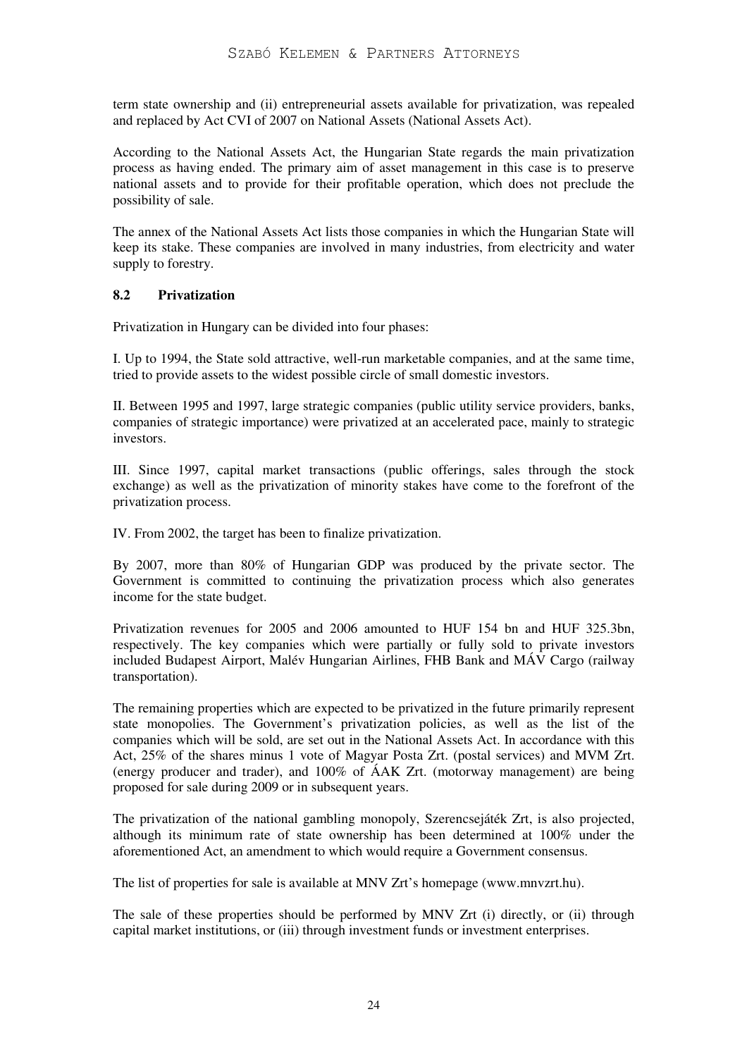term state ownership and (ii) entrepreneurial assets available for privatization, was repealed and replaced by Act CVI of 2007 on National Assets (National Assets Act).

According to the National Assets Act, the Hungarian State regards the main privatization process as having ended. The primary aim of asset management in this case is to preserve national assets and to provide for their profitable operation, which does not preclude the possibility of sale.

The annex of the National Assets Act lists those companies in which the Hungarian State will keep its stake. These companies are involved in many industries, from electricity and water supply to forestry.

### 8.2 Privatization

Privatization in Hungary can be divided into four phases:

I. Up to 1994, the State sold attractive, well-run marketable companies, and at the same time, tried to provide assets to the widest possible circle of small domestic investors.

II. Between 1995 and 1997, large strategic companies (public utility service providers, banks, companies of strategic importance) were privatized at an accelerated pace, mainly to strategic investors.

III. Since 1997, capital market transactions (public offerings, sales through the stock exchange) as well as the privatization of minority stakes have come to the forefront of the privatization process.

IV. From 2002, the target has been to finalize privatization.

By 2007, more than 80% of Hungarian GDP was produced by the private sector. The Government is committed to continuing the privatization process which also generates income for the state budget.

Privatization revenues for 2005 and 2006 amounted to HUF 154 bn and HUF 325.3bn, respectively. The key companies which were partially or fully sold to private investors included Budapest Airport, Malév Hungarian Airlines, FHB Bank and MÁV Cargo (railway transportation).

The remaining properties which are expected to be privatized in the future primarily represent state monopolies. The Government's privatization policies, as well as the list of the companies which will be sold, are set out in the National Assets Act. In accordance with this Act, 25% of the shares minus 1 vote of Magyar Posta Zrt. (postal services) and MVM Zrt. (energy producer and trader), and 100% of ÁAK Zrt. (motorway management) are being proposed for sale during 2009 or in subsequent years.

The privatization of the national gambling monopoly, Szerencsejáték Zrt, is also projected, although its minimum rate of state ownership has been determined at 100% under the aforementioned Act, an amendment to which would require a Government consensus.

The list of properties for sale is available at MNV Zrt's homepage (www.mnvzrt.hu).

The sale of these properties should be performed by MNV Zrt (i) directly, or (ii) through capital market institutions, or (iii) through investment funds or investment enterprises.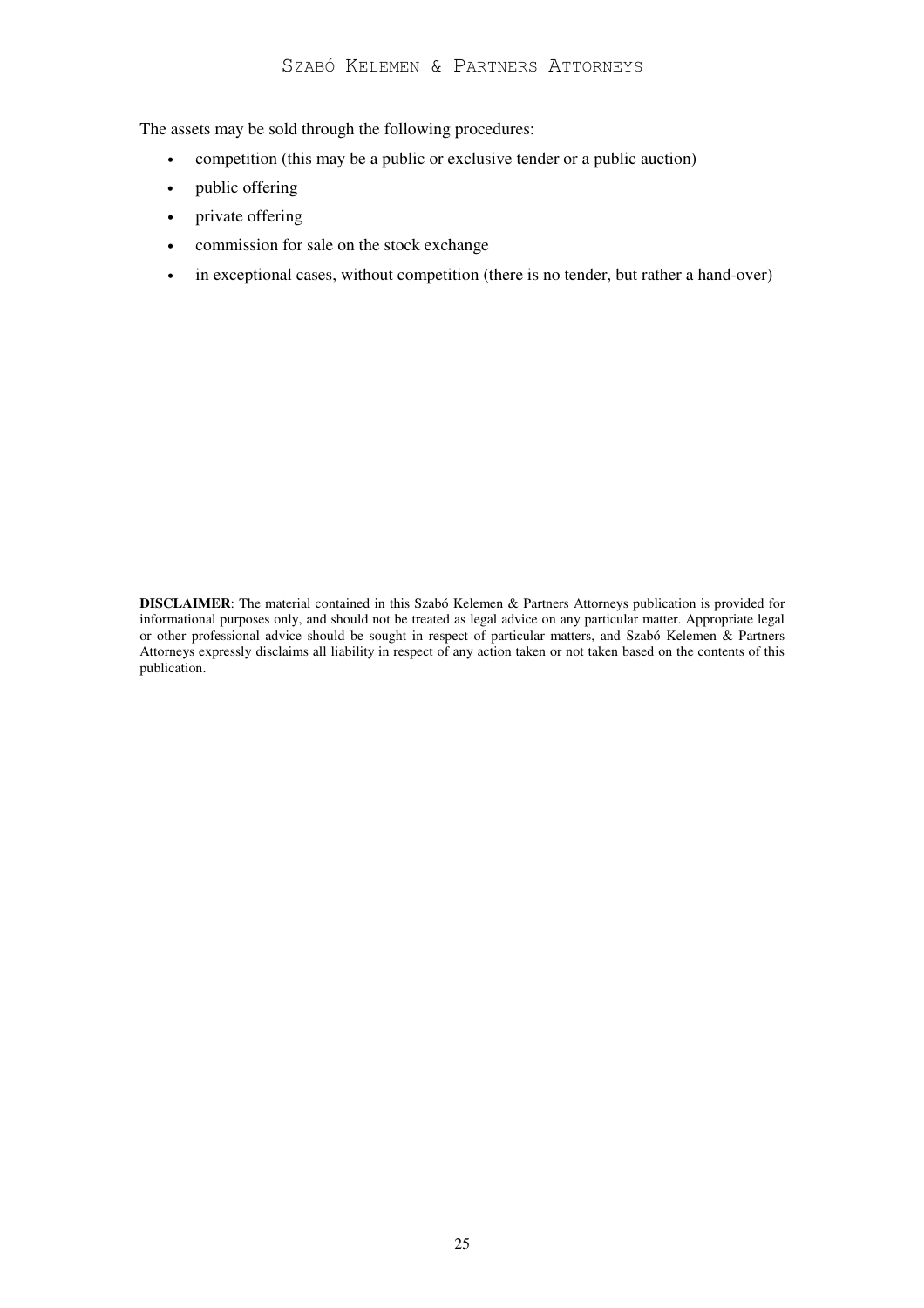The assets may be sold through the following procedures:

- competition (this may be a public or exclusive tender or a public auction)
- public offering
- private offering
- commission for sale on the stock exchange
- in exceptional cases, without competition (there is no tender, but rather a hand-over)

**DISCLAIMER**: The material contained in this Szabó Kelemen & Partners Attorneys publication is provided for informational purposes only, and should not be treated as legal advice on any particular matter. Appropriate legal or other professional advice should be sought in respect of particular matters, and Szabó Kelemen & Partners Attorneys expressly disclaims all liability in respect of any action taken or not taken based on the contents of this publication.